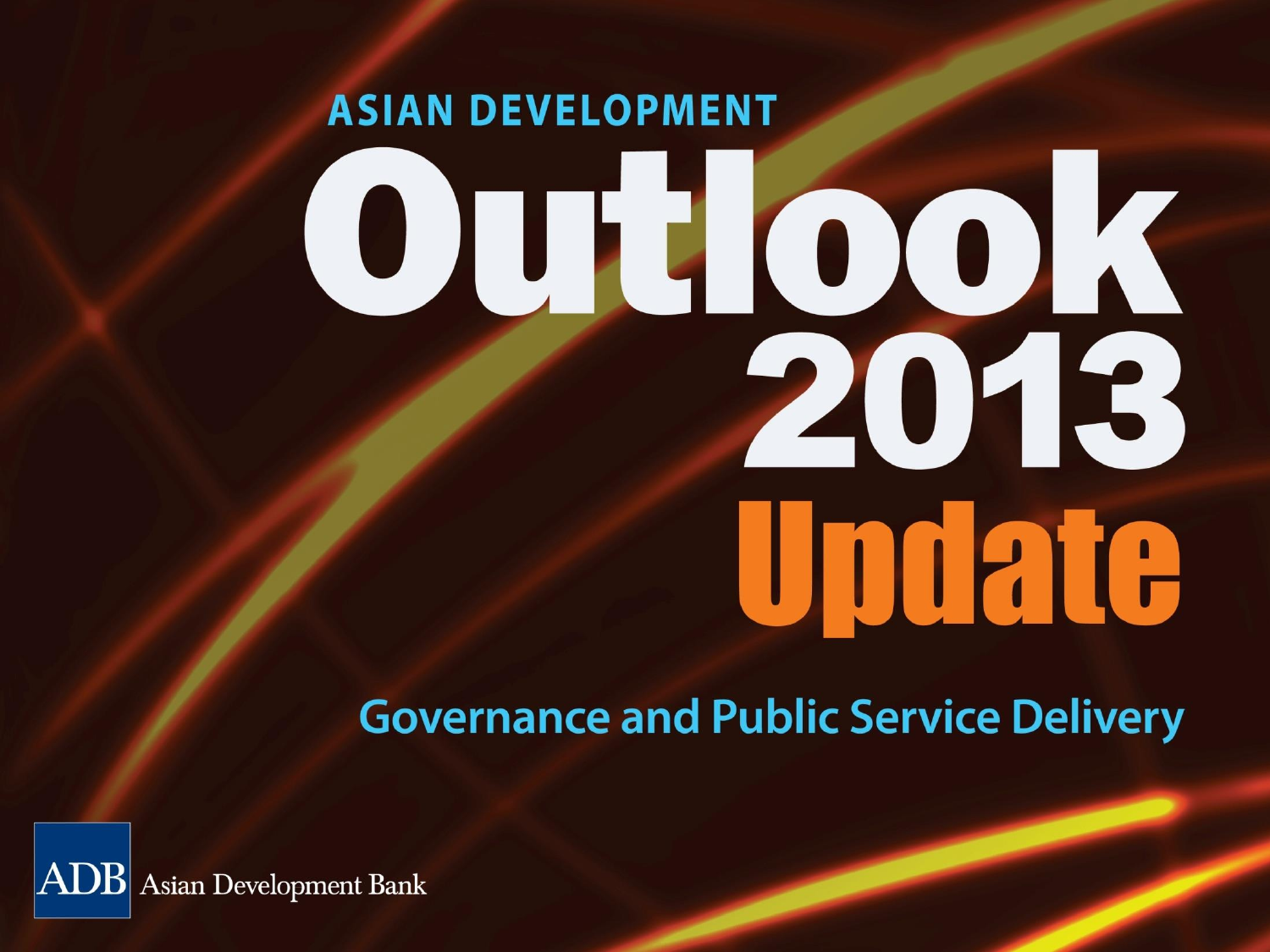# ASIAN DEVELOPMENT Outlook 2013 Update

## Governance and Public Service Delivery

ADB Asian Development Bank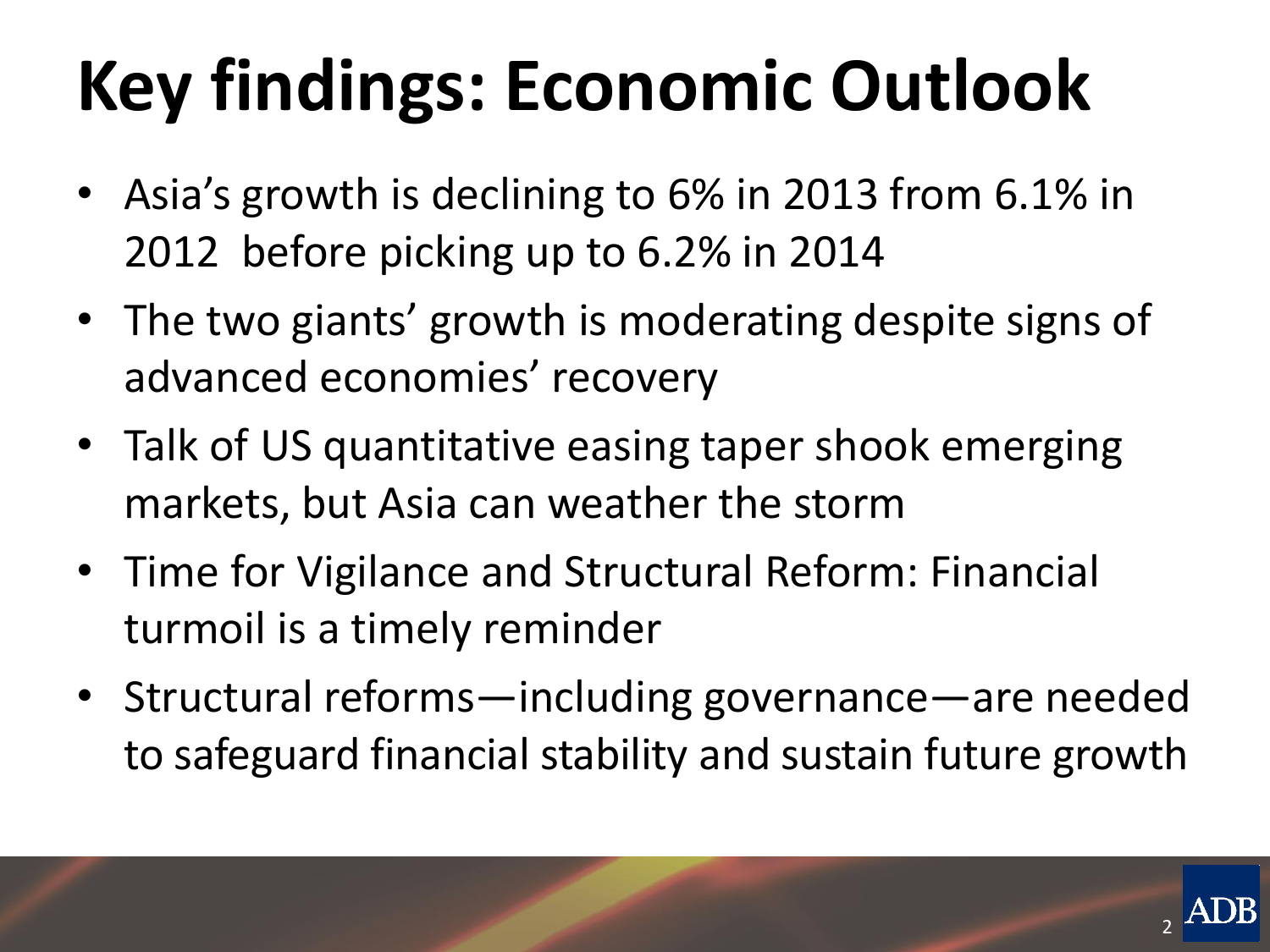# Key findings: Economic Outlook

- Asia's growth is declining to 6% in 2013 from 6.1% in 2012 before picking up to 6.2% in 2014
- The two giants' growth is moderating despite signs of advanced economies' recovery
- Talk of US quantitative easing taper shook emerging markets, but Asia can weather the storm
- Time for Vigilance and Structural Reform: Financial turmoil is a timely reminder
- Structural reforms—including governance—are needed to safeguard financial stability and sustain future growth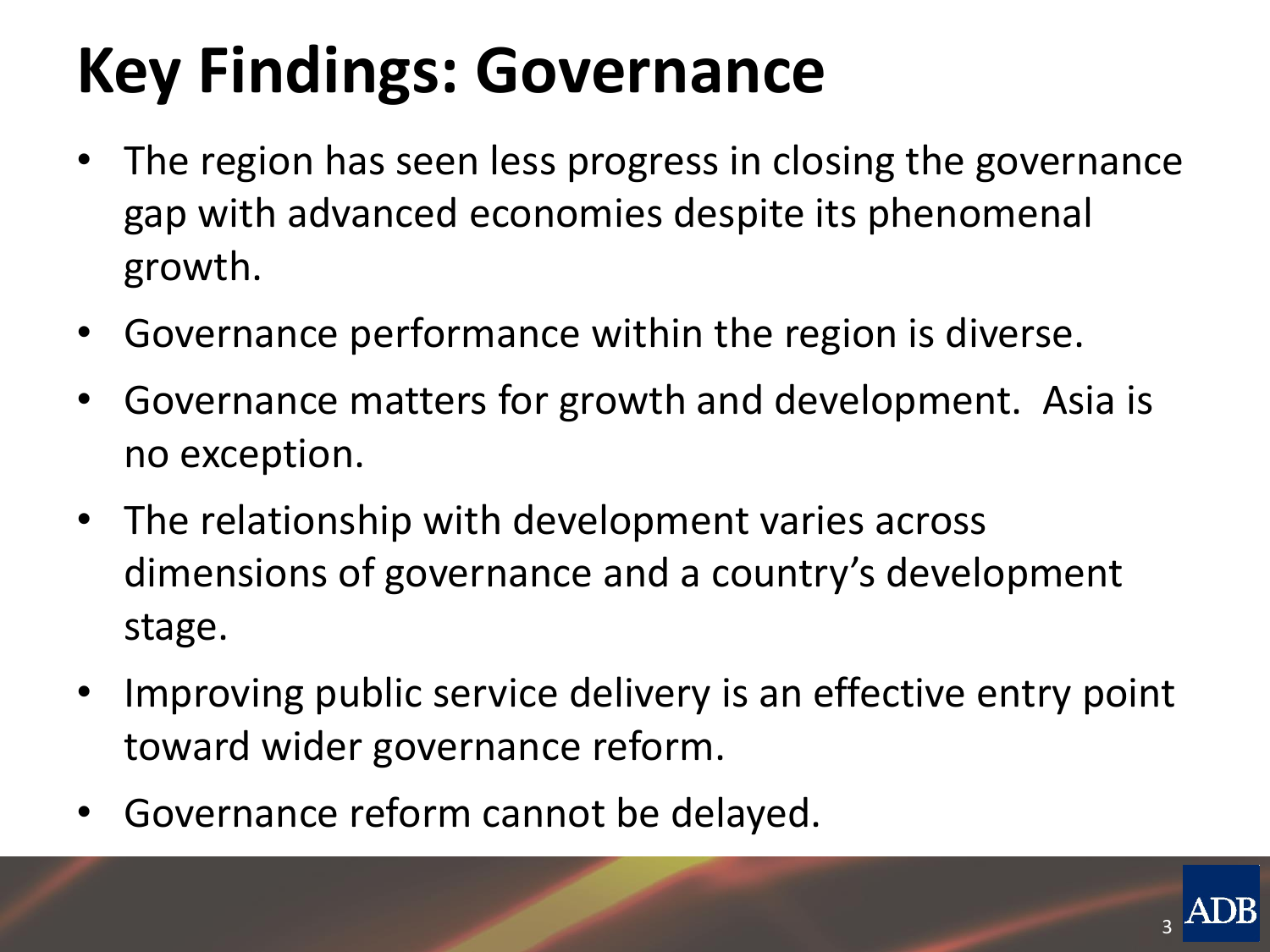# Key Findings: Governance

- The region has seen less progress in closing the governance gap with advanced economies despite its phenomenal growth.
- Governance performance within the region is diverse.
- Governance matters for growth and development. Asia is no exception.
- The relationship with development varies across dimensions of governance and a country's development stage.
- Improving public service delivery is an effective entry point toward wider governance reform.
- Governance reform cannot be delayed.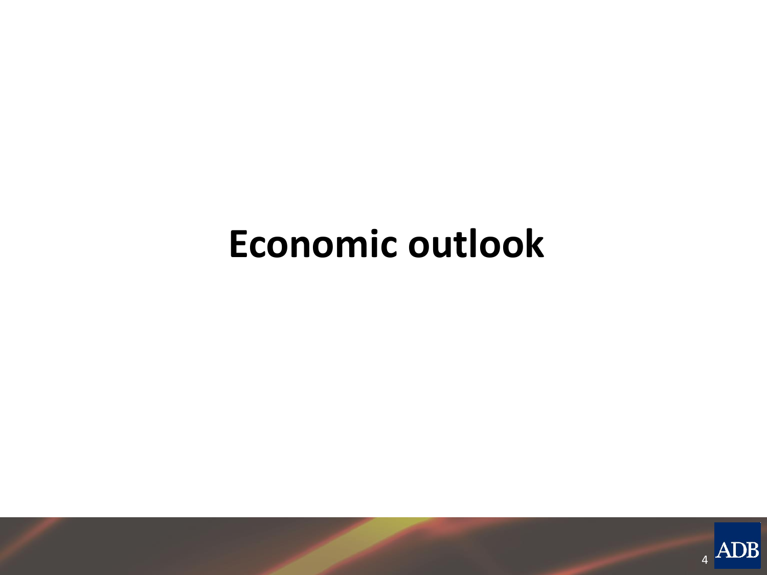# Economic outlook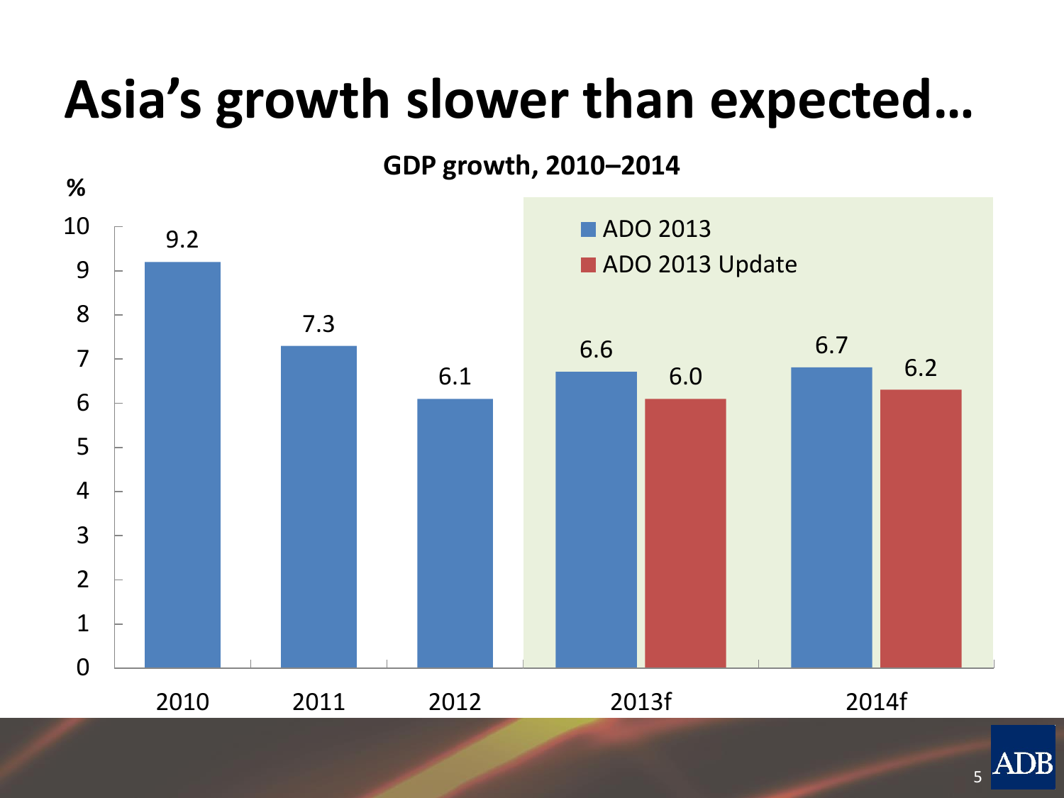# Asia's growth slower than expected…

**GDP growth, 2010–2014**

| % | ADO 2013 | ADO 2013 Update |
|---|---|---|
| 2010 | 9.2 | |
| 2011 | 7.3 | |
| 2012 | 6.1 | |
| 2013f | 6.6 | 6.0 |
| 2014f | 6.7 | 6.2 |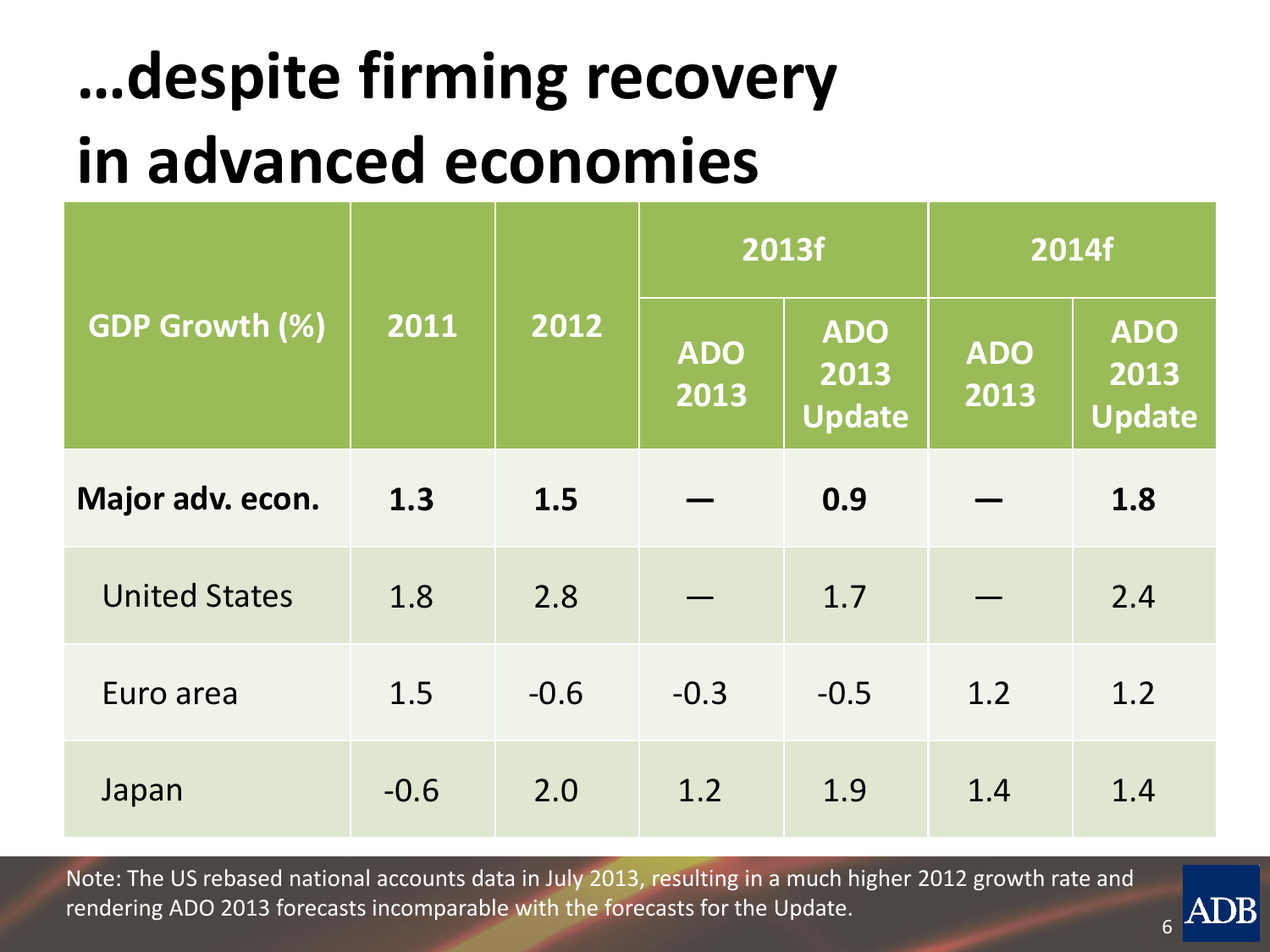# …despite firming recovery in advanced economies

| GDP Growth (%) | 2011 | 2012 | 2013f | | 2014f | |
|---|---|---|---|---|---|---|
| | | | ADO 2013 | ADO 2013 Update | ADO 2013 | ADO 2013 Update |
| **Major adv. econ.** | **1.3** | **1.5** | **—** | **0.9** | **—** | **1.8** |
| United States | 1.8 | 2.8 | — | 1.7 | — | 2.4 |
| Euro area | 1.5 | -0.6 | -0.3 | -0.5 | 1.2 | 1.2 |
| Japan | -0.6 | 2.0 | 1.2 | 1.9 | 1.4 | 1.4 |

Note: The US rebased national accounts data in July 2013, resulting in a much higher 2012 growth rate and rendering ADO 2013 forecasts incomparable with the forecasts for the Update.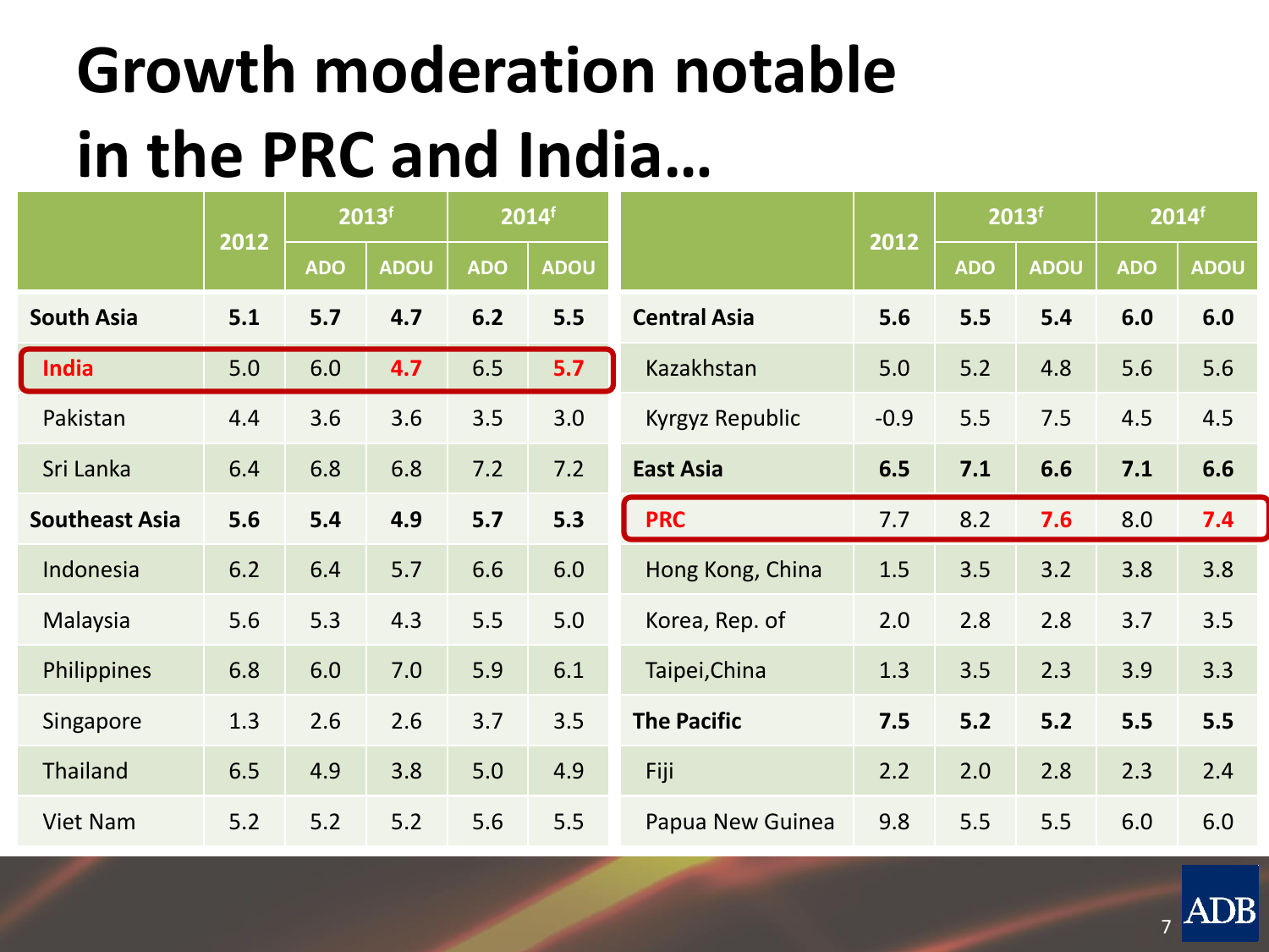# Growth moderation notable in the PRC and India…

| | 2012 | 2013[f] | | 2014[f] | |
|---|---|---|---|---|---|
| | | ADO | ADOU | ADO | ADOU |
| **South Asia** | **5.1** | **5.7** | **4.7** | **6.2** | **5.5** |
| India | 5.0 | 6.0 | 4.7 | 6.5 | 5.7 |
| Pakistan | 4.4 | 3.6 | 3.6 | 3.5 | 3.0 |
| Sri Lanka | 6.4 | 6.8 | 6.8 | 7.2 | 7.2 |
| **Southeast Asia** | **5.6** | **5.4** | **4.9** | **5.7** | **5.3** |
| Indonesia | 6.2 | 6.4 | 5.7 | 6.6 | 6.0 |
| Malaysia | 5.6 | 5.3 | 4.3 | 5.5 | 5.0 |
| Philippines | 6.8 | 6.0 | 7.0 | 5.9 | 6.1 |
| Singapore | 1.3 | 2.6 | 2.6 | 3.7 | 3.5 |
| Thailand | 6.5 | 4.9 | 3.8 | 5.0 | 4.9 |
| Viet Nam | 5.2 | 5.2 | 5.2 | 5.6 | 5.5 |

| | 2012 | 2013[f] | | 2014[f] | |
|---|---|---|---|---|---|
| | | ADO | ADOU | ADO | ADOU |
| **Central Asia** | **5.6** | **5.5** | **5.4** | **6.0** | **6.0** |
| Kazakhstan | 5.0 | 5.2 | 4.8 | 5.6 | 5.6 |
| Kyrgyz Republic | -0.9 | 5.5 | 7.5 | 4.5 | 4.5 |
| **East Asia** | **6.5** | **7.1** | **6.6** | **7.1** | **6.6** |
| PRC | 7.7 | 8.2 | 7.6 | 8.0 | 7.4 |
| Hong Kong, China | 1.5 | 3.5 | 3.2 | 3.8 | 3.8 |
| Korea, Rep. of | 2.0 | 2.8 | 2.8 | 3.7 | 3.5 |
| Taipei,China | 1.3 | 3.5 | 2.3 | 3.9 | 3.3 |
| **The Pacific** | **7.5** | **5.2** | **5.2** | **5.5** | **5.5** |
| Fiji | 2.2 | 2.0 | 2.8 | 2.3 | 2.4 |
| Papua New Guinea | 9.8 | 5.5 | 5.5 | 6.0 | 6.0 |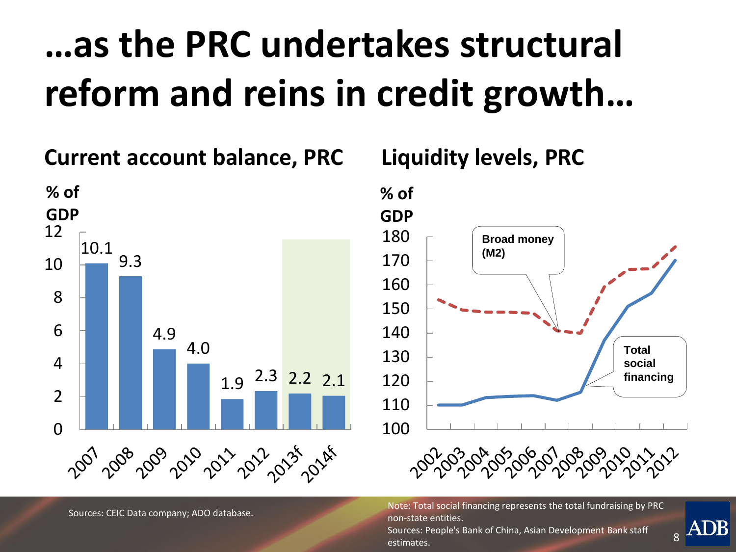# …as the PRC undertakes structural reform and reins in credit growth…

## Current account balance, PRC

% of GDP

| Year | % of GDP |
|---|---|
| 2007 | 10.1 |
| 2008 | 9.3 |
| 2009 | 4.9 |
| 2010 | 4.0 |
| 2011 | 1.9 |
| 2012 | 2.3 |
| 2013f | 2.2 |
| 2014f | 2.1 |

Sources: CEIC Data company; ADO database.

## Liquidity levels, PRC

% of GDP

Broad money (M2)

Total social financing

Note: Total social financing represents the total fundraising by PRC non-state entities.

Sources: People's Bank of China, Asian Development Bank staff estimates.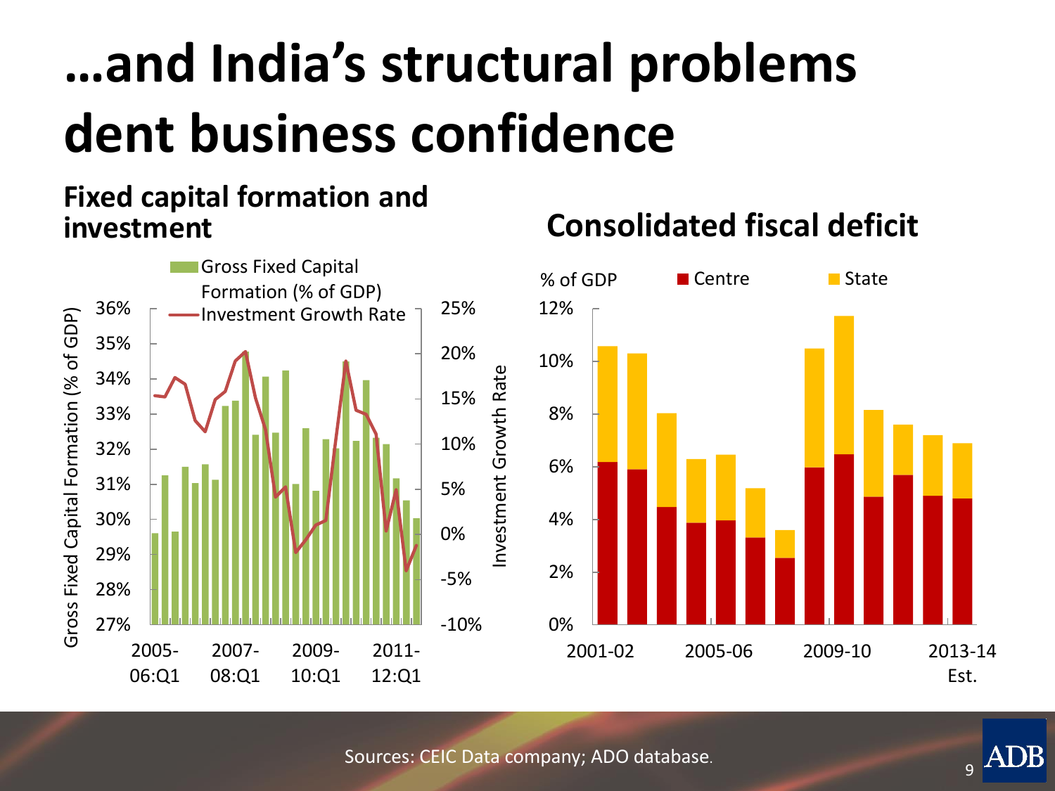# …and India's structural problems dent business confidence

## Fixed capital formation and investment

Gross Fixed Capital Formation (% of GDP)

Investment Growth Rate

## Consolidated fiscal deficit

% of GDP

Centre

State

Sources: CEIC Data company; ADO database.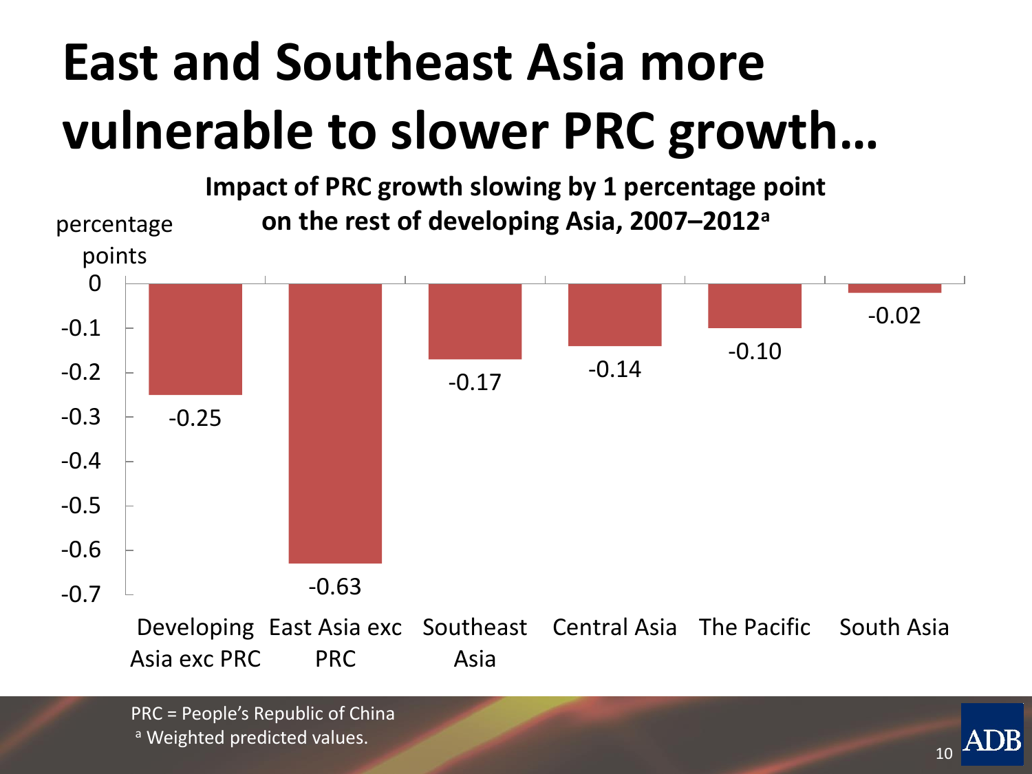# East and Southeast Asia more vulnerable to slower PRC growth…

**Impact of PRC growth slowing by 1 percentage point on the rest of developing Asia, 2007–2012[a]**

percentage points

| Region | Impact (percentage points) |
|---|---|
| Developing Asia exc PRC | -0.25 |
| East Asia exc PRC | -0.63 |
| Southeast Asia | -0.17 |
| Central Asia | -0.14 |
| The Pacific | -0.10 |
| South Asia | -0.02 |

PRC = People's Republic of China

[a] Weighted predicted values.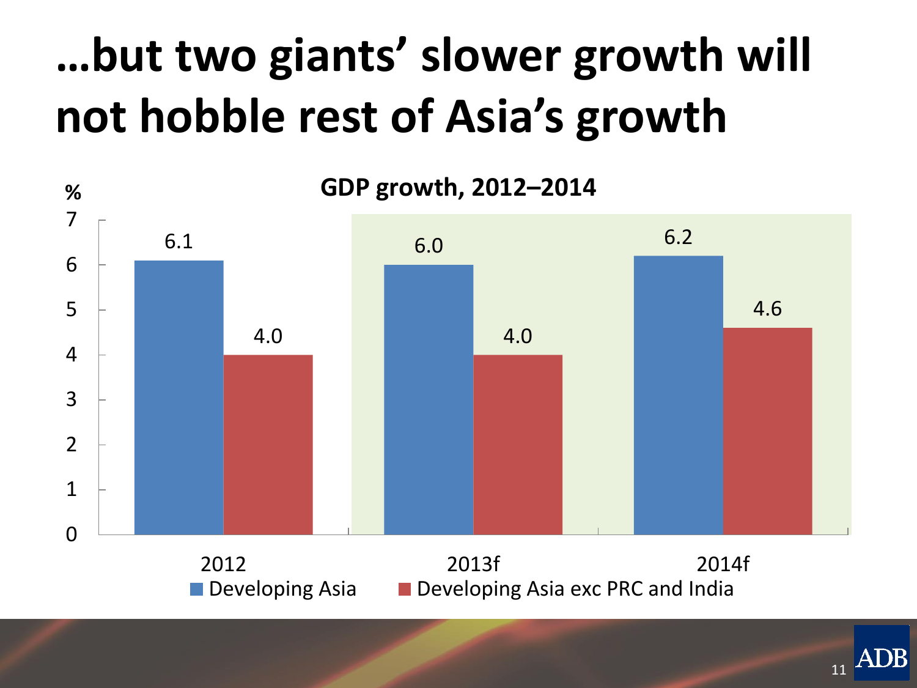# …but two giants' slower growth will not hobble rest of Asia's growth

**GDP growth, 2012–2014**

| % | Developing Asia | Developing Asia exc PRC and India |
|---|---|---|
| 2012 | 6.1 | 4.0 |
| 2013f | 6.0 | 4.0 |
| 2014f | 6.2 | 4.6 |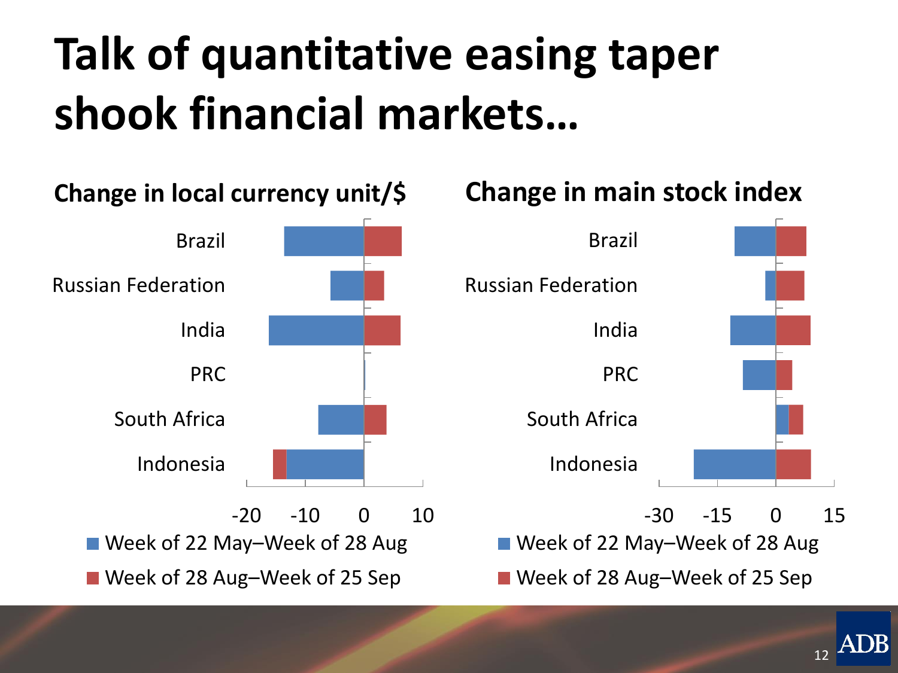# Talk of quantitative easing taper shook financial markets…

## Change in local currency unit/$

Brazil
Russian Federation
India
PRC
South Africa
Indonesia

-20 -10 0 10

- Week of 22 May–Week of 28 Aug
- Week of 28 Aug–Week of 25 Sep

## Change in main stock index

Brazil
Russian Federation
India
PRC
South Africa
Indonesia

-30 -15 0 15

- Week of 22 May–Week of 28 Aug
- Week of 28 Aug–Week of 25 Sep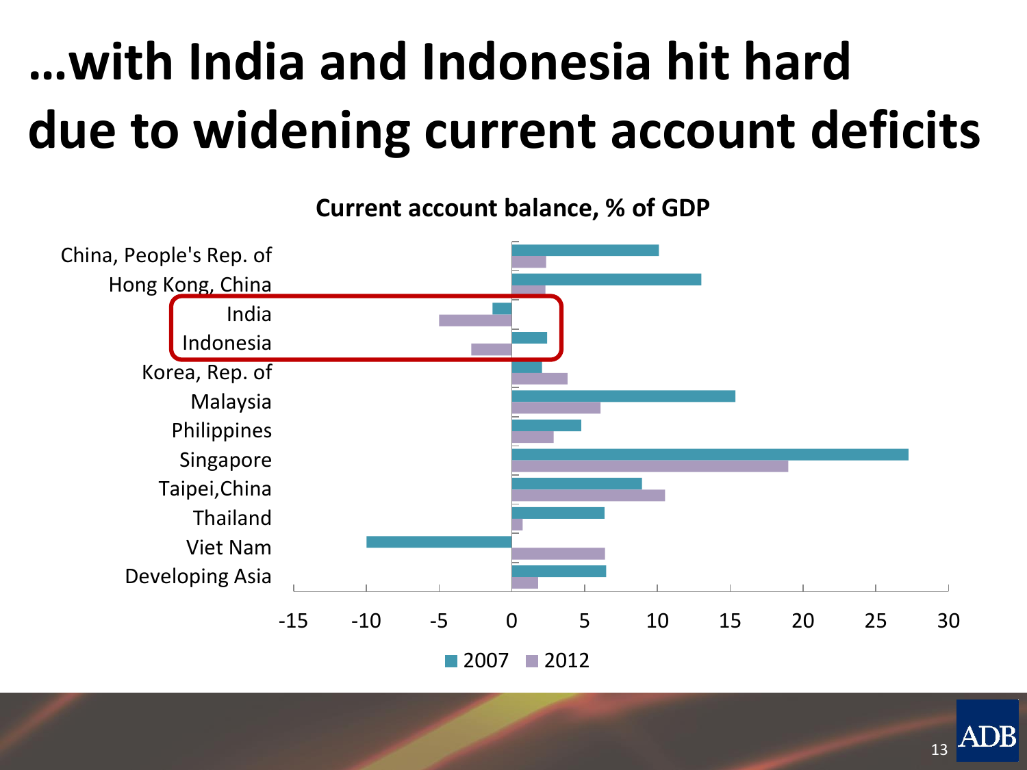# …with India and Indonesia hit hard due to widening current account deficits

**Current account balance, % of GDP**

China, People's Rep. of
Hong Kong, China
India
Indonesia
Korea, Rep. of
Malaysia
Philippines
Singapore
Taipei,China
Thailand
Viet Nam
Developing Asia

-15 -10 -5 0 5 10 15 20 25 30

2007 2012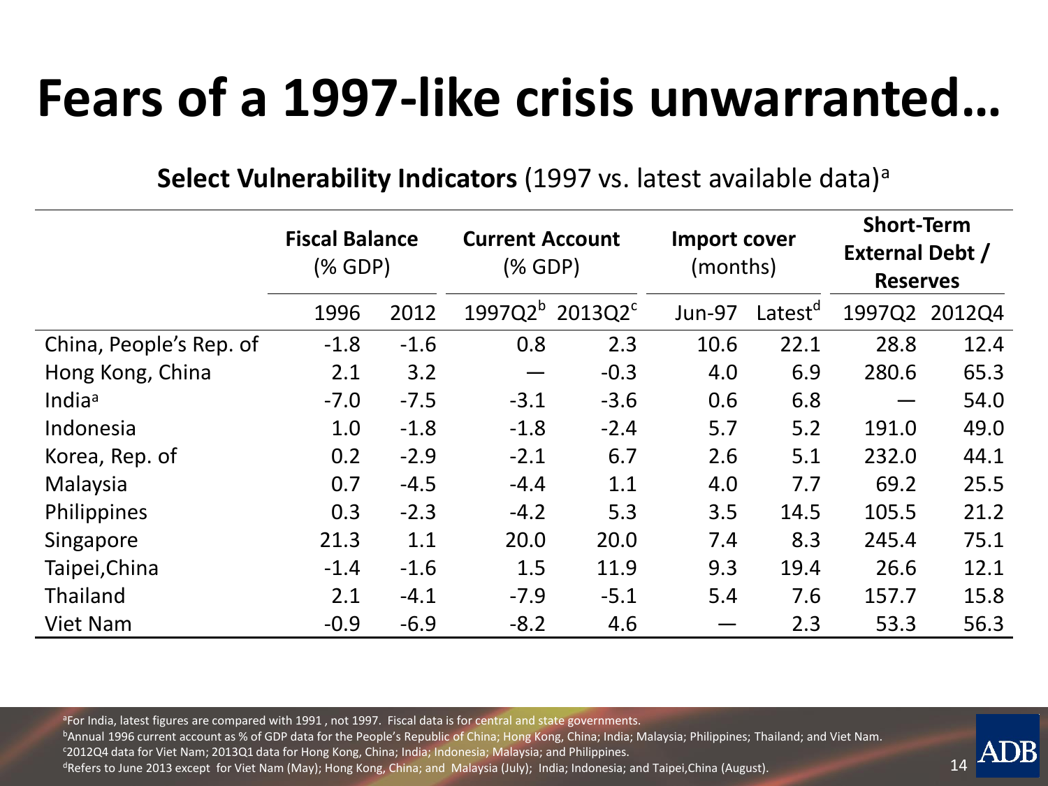# Fears of a 1997-like crisis unwarranted…

**Select Vulnerability Indicators** (1997 vs. latest available data)[a]

| | Fiscal Balance (% GDP) | | Current Account (% GDP) | | Import cover (months) | | Short-Term External Debt / Reserves | |
|---|---|---|---|---|---|---|---|---|
| | 1996 | 2012 | 1997Q2[b] | 2013Q2[c] | Jun-97 | Latest[d] | 1997Q2 | 2012Q4 |
| China, People's Rep. of | -1.8 | -1.6 | 0.8 | 2.3 | 10.6 | 22.1 | 28.8 | 12.4 |
| Hong Kong, China | 2.1 | 3.2 | — | -0.3 | 4.0 | 6.9 | 280.6 | 65.3 |
| India[a] | -7.0 | -7.5 | -3.1 | -3.6 | 0.6 | 6.8 | — | 54.0 |
| Indonesia | 1.0 | -1.8 | -1.8 | -2.4 | 5.7 | 5.2 | 191.0 | 49.0 |
| Korea, Rep. of | 0.2 | -2.9 | -2.1 | 6.7 | 2.6 | 5.1 | 232.0 | 44.1 |
| Malaysia | 0.7 | -4.5 | -4.4 | 1.1 | 4.0 | 7.7 | 69.2 | 25.5 |
| Philippines | 0.3 | -2.3 | -4.2 | 5.3 | 3.5 | 14.5 | 105.5 | 21.2 |
| Singapore | 21.3 | 1.1 | 20.0 | 20.0 | 7.4 | 8.3 | 245.4 | 75.1 |
| Taipei,China | -1.4 | -1.6 | 1.5 | 11.9 | 9.3 | 19.4 | 26.6 | 12.1 |
| Thailand | 2.1 | -4.1 | -7.9 | -5.1 | 5.4 | 7.6 | 157.7 | 15.8 |
| Viet Nam | -0.9 | -6.9 | -8.2 | 4.6 | — | 2.3 | 53.3 | 56.3 |

[a]For India, latest figures are compared with 1991 , not 1997. Fiscal data is for central and state governments.
[b]Annual 1996 current account as % of GDP data for the People's Republic of China; Hong Kong, China; India; Malaysia; Philippines; Thailand; and Viet Nam.
[c]2012Q4 data for Viet Nam; 2013Q1 data for Hong Kong, China; India; Indonesia; Malaysia; and Philippines.
[d]Refers to June 2013 except for Viet Nam (May); Hong Kong, China; and Malaysia (July); India; Indonesia; and Taipei,China (August).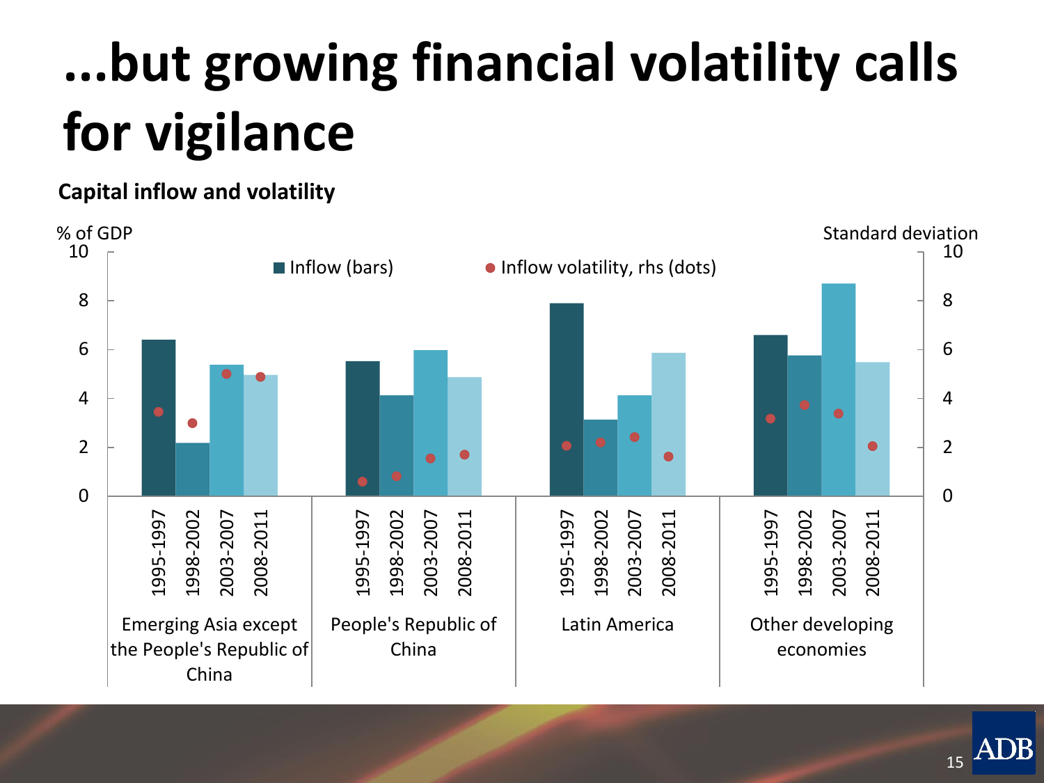# ...but growing financial volatility calls for vigilance

**Capital inflow and volatility**

% of GDP | Standard deviation

■ Inflow (bars) ● Inflow volatility, rhs (dots)

Emerging Asia except the People's Republic of China: 1995-1997, 1998-2002, 2003-2007, 2008-2011

People's Republic of China: 1995-1997, 1998-2002, 2003-2007, 2008-2011

Latin America: 1995-1997, 1998-2002, 2003-2007, 2008-2011

Other developing economies: 1995-1997, 1998-2002, 2003-2007, 2008-2011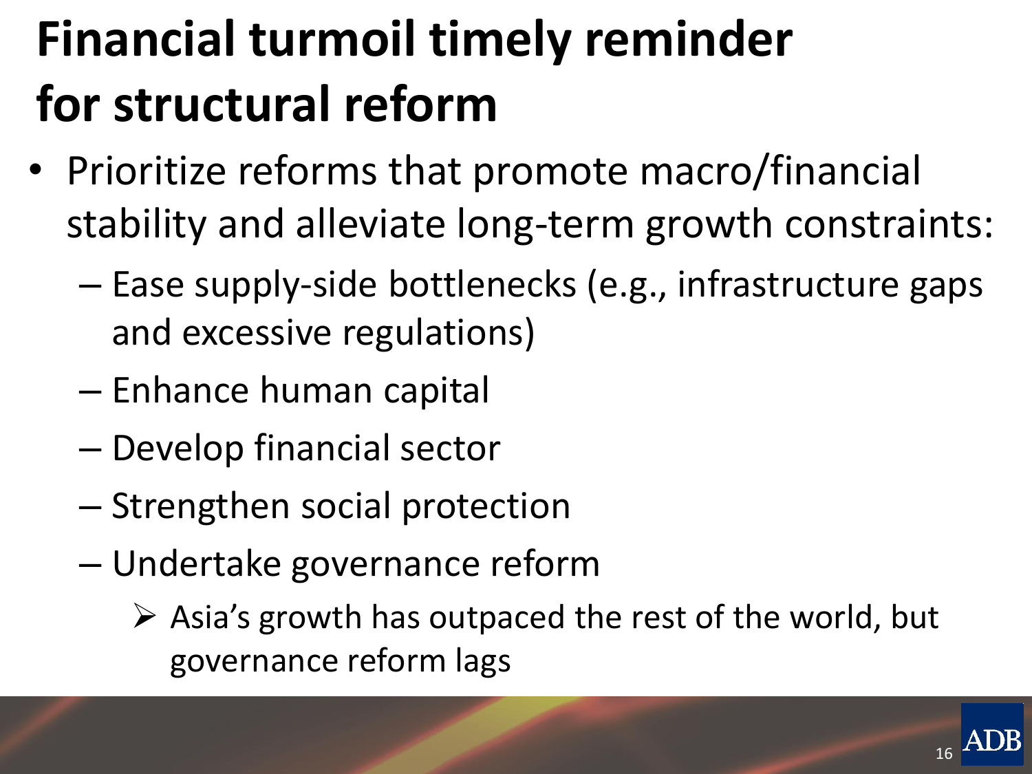# Financial turmoil timely reminder for structural reform

- Prioritize reforms that promote macro/financial stability and alleviate long-term growth constraints:
  - Ease supply-side bottlenecks (e.g., infrastructure gaps and excessive regulations)
  - Enhance human capital
  - Develop financial sector
  - Strengthen social protection
  - Undertake governance reform
    - Asia's growth has outpaced the rest of the world, but governance reform lags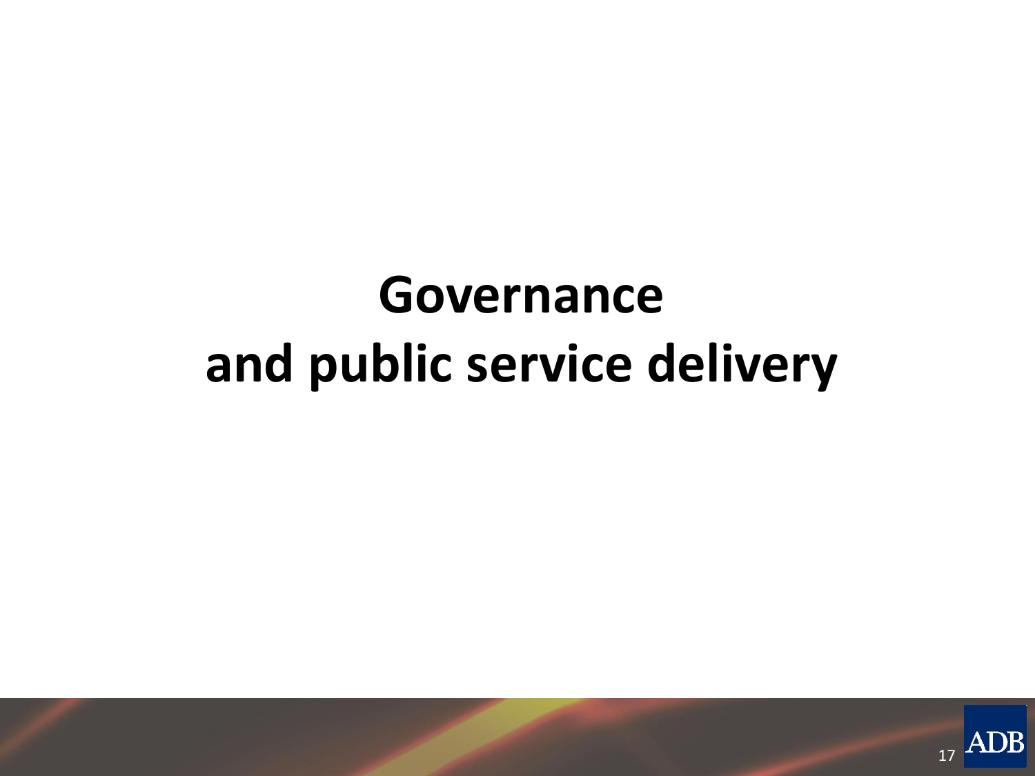# Governance and public service delivery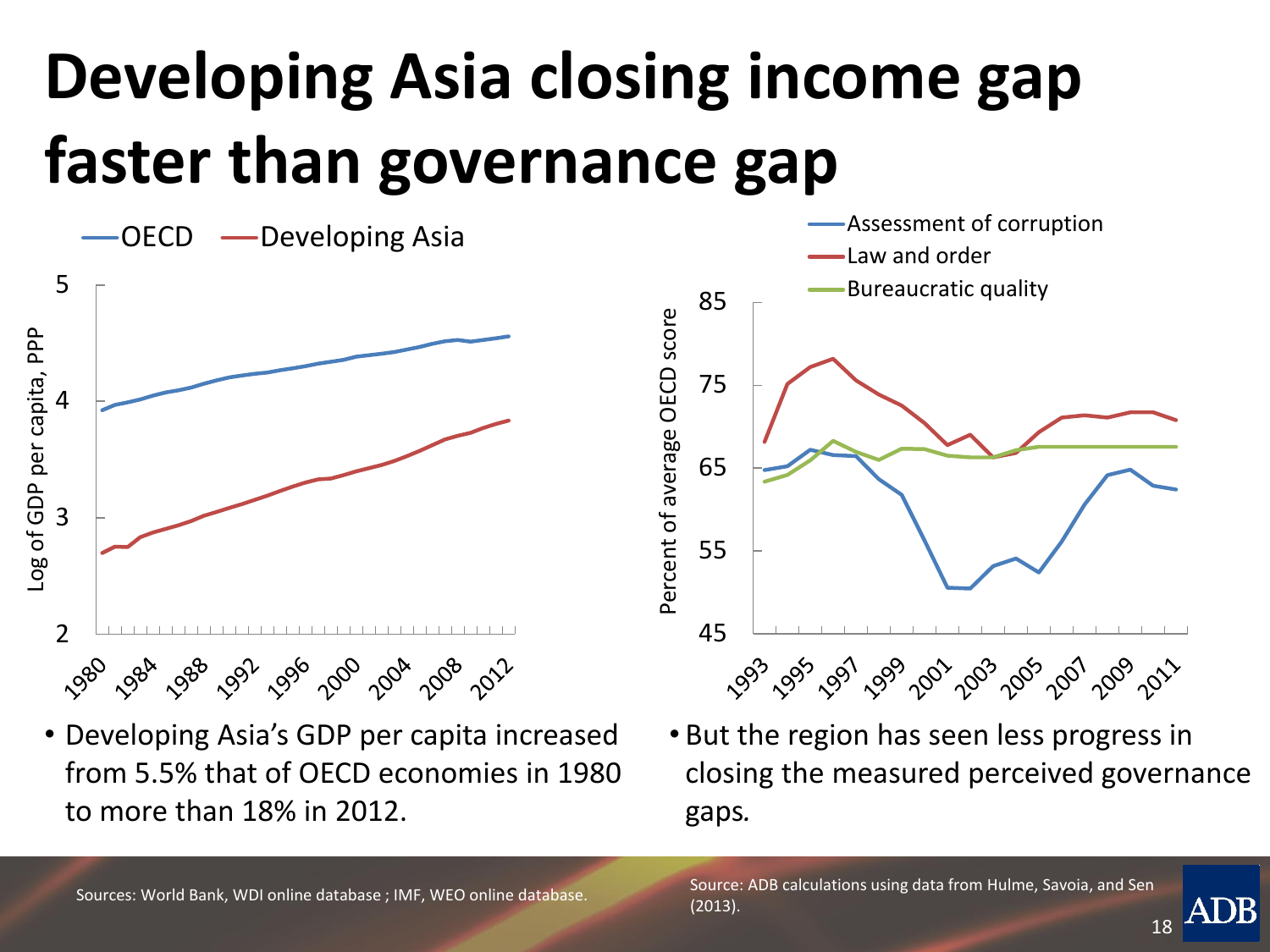# Developing Asia closing income gap faster than governance gap

- Developing Asia's GDP per capita increased from 5.5% that of OECD economies in 1980 to more than 18% in 2012.

Sources: World Bank, WDI online database ; IMF, WEO online database.

- But the region has seen less progress in closing the measured perceived governance gaps.

Source: ADB calculations using data from Hulme, Savoia, and Sen (2013).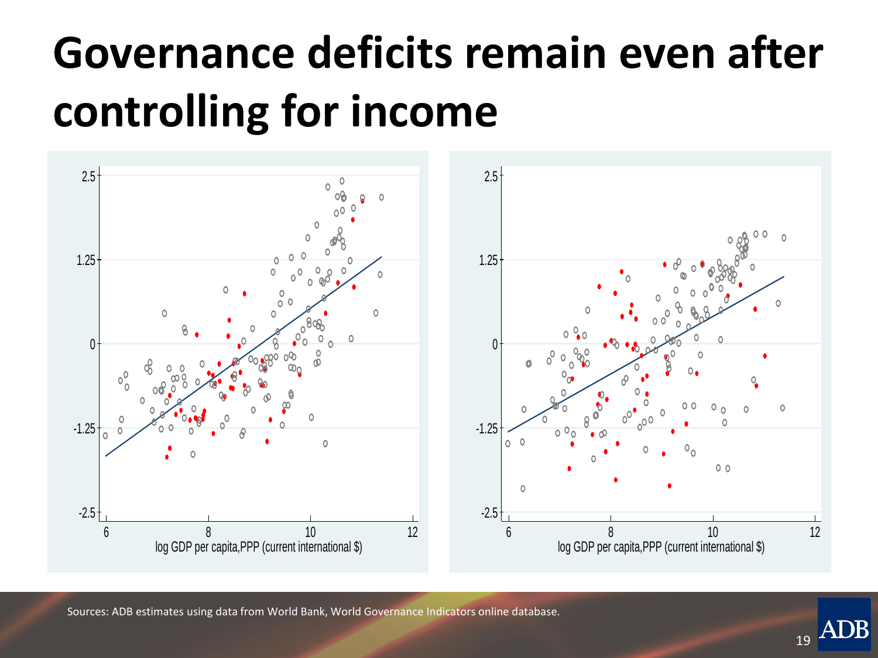# Governance deficits remain even after controlling for income

Sources: ADB estimates using data from World Bank, World Governance Indicators online database.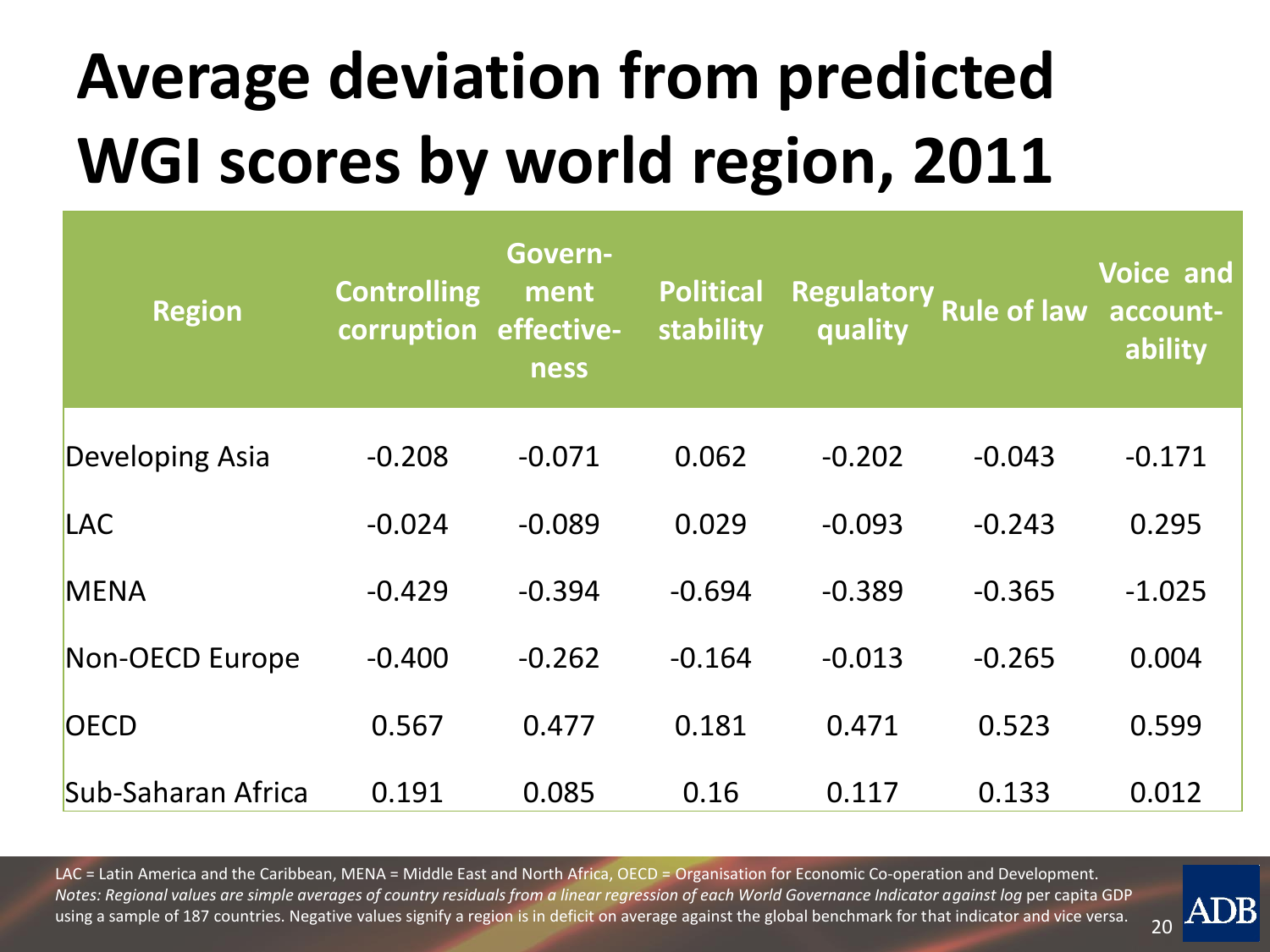# Average deviation from predicted WGI scores by world region, 2011

| Region | Controlling corruption | Government effectiveness | Political stability | Regulatory quality | Rule of law | Voice and accountability |
|---|---|---|---|---|---|---|
| Developing Asia | -0.208 | -0.071 | 0.062 | -0.202 | -0.043 | -0.171 |
| LAC | -0.024 | -0.089 | 0.029 | -0.093 | -0.243 | 0.295 |
| MENA | -0.429 | -0.394 | -0.694 | -0.389 | -0.365 | -1.025 |
| Non-OECD Europe | -0.400 | -0.262 | -0.164 | -0.013 | -0.265 | 0.004 |
| OECD | 0.567 | 0.477 | 0.181 | 0.471 | 0.523 | 0.599 |
| Sub-Saharan Africa | 0.191 | 0.085 | 0.16 | 0.117 | 0.133 | 0.012 |

LAC = Latin America and the Caribbean, MENA = Middle East and North Africa, OECD = Organisation for Economic Co-operation and Development.
*Notes: Regional values are simple averages of country residuals from a linear regression of each World Governance Indicator against log* per capita GDP using a sample of 187 countries. Negative values signify a region is in deficit on average against the global benchmark for that indicator and vice versa.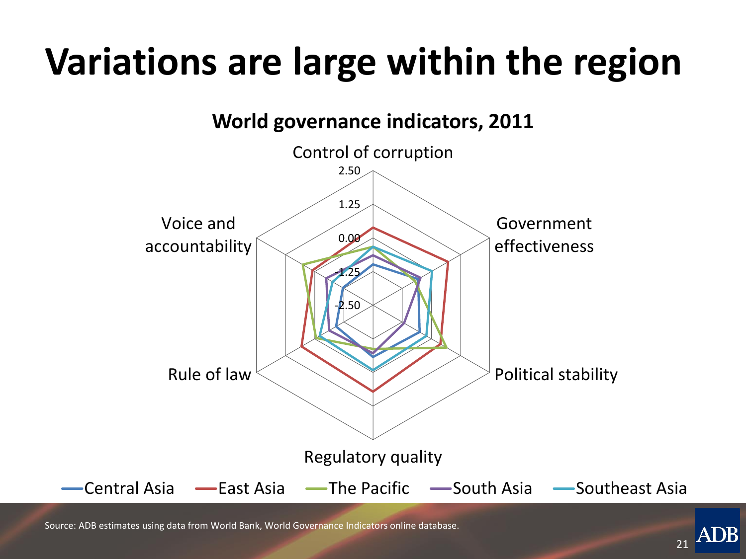# Variations are large within the region

**World governance indicators, 2011**

Control of corruption

2.50

1.25

0.00

-1.25

-2.50

Government effectiveness

Political stability

Regulatory quality

Rule of law

Voice and accountability

Central Asia | East Asia | The Pacific | South Asia | Southeast Asia

Source: ADB estimates using data from World Bank, World Governance Indicators online database.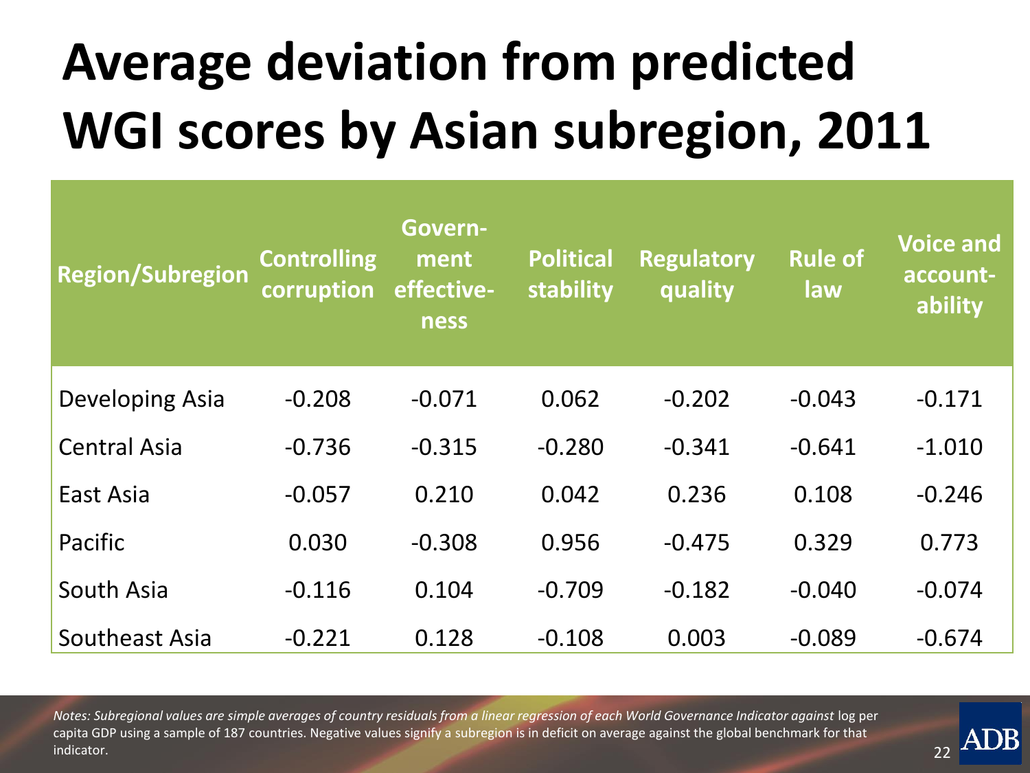# Average deviation from predicted WGI scores by Asian subregion, 2011

| Region/Subregion | Controlling corruption | Govern-ment effective-ness | Political stability | Regulatory quality | Rule of law | Voice and account-ability |
|---|---|---|---|---|---|---|
| Developing Asia | -0.208 | -0.071 | 0.062 | -0.202 | -0.043 | -0.171 |
| Central Asia | -0.736 | -0.315 | -0.280 | -0.341 | -0.641 | -1.010 |
| East Asia | -0.057 | 0.210 | 0.042 | 0.236 | 0.108 | -0.246 |
| Pacific | 0.030 | -0.308 | 0.956 | -0.475 | 0.329 | 0.773 |
| South Asia | -0.116 | 0.104 | -0.709 | -0.182 | -0.040 | -0.074 |
| Southeast Asia | -0.221 | 0.128 | -0.108 | 0.003 | -0.089 | -0.674 |

*Notes: Subregional values are simple averages of country residuals from a linear regression of each World Governance Indicator against* log per capita GDP using a sample of 187 countries. Negative values signify a subregion is in deficit on average against the global benchmark for that indicator.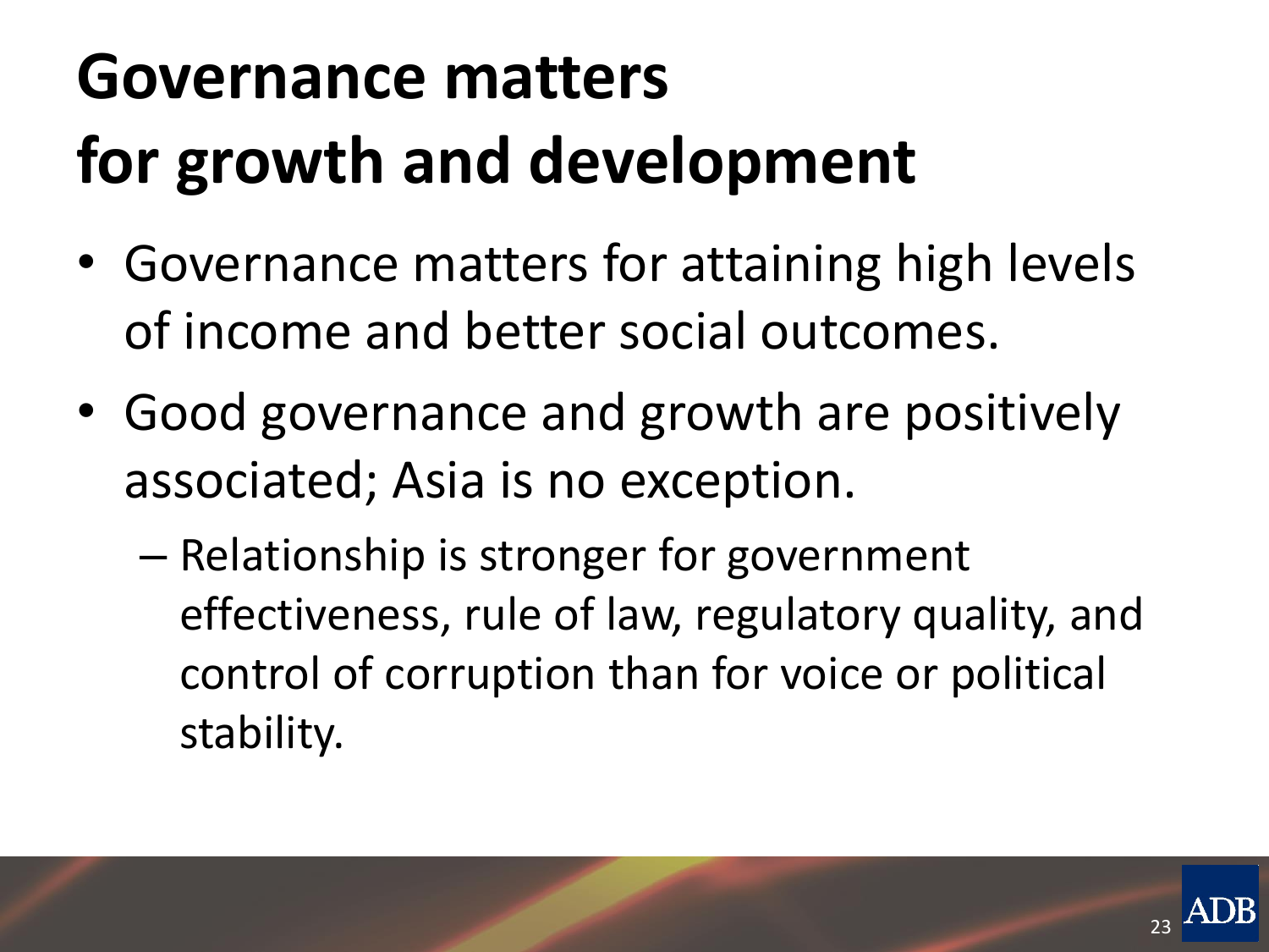# Governance matters for growth and development

- Governance matters for attaining high levels of income and better social outcomes.
- Good governance and growth are positively associated; Asia is no exception.
  - Relationship is stronger for government effectiveness, rule of law, regulatory quality, and control of corruption than for voice or political stability.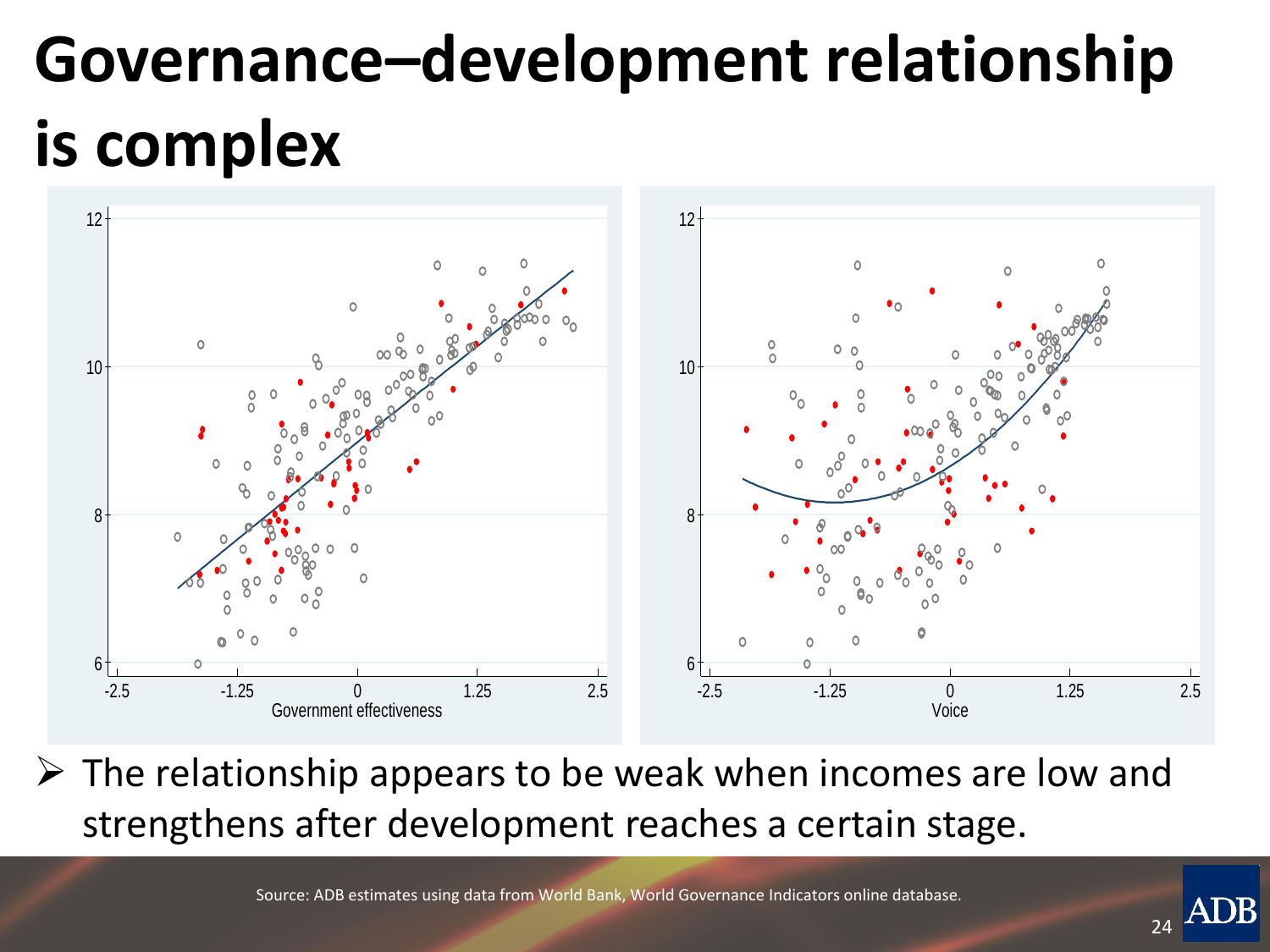# Governance–development relationship is complex

- The relationship appears to be weak when incomes are low and strengthens after development reaches a certain stage.

Source: ADB estimates using data from World Bank, World Governance Indicators online database.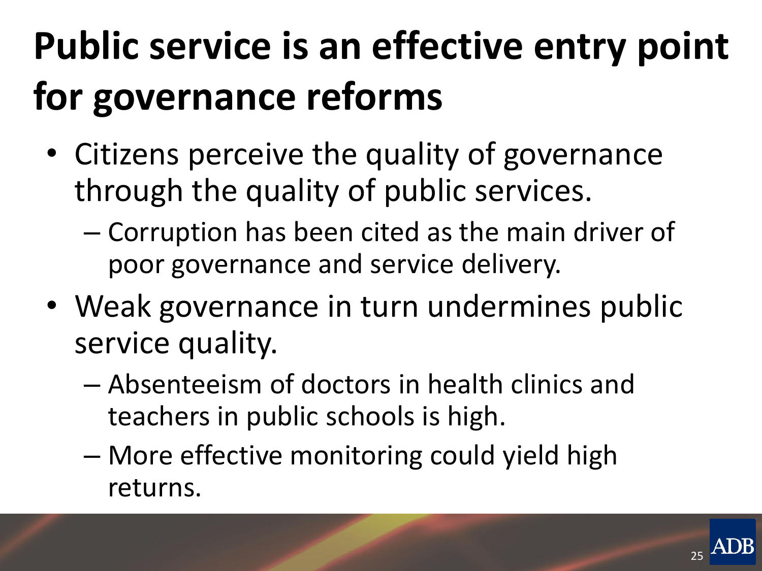# Public service is an effective entry point for governance reforms

- Citizens perceive the quality of governance through the quality of public services.
  - Corruption has been cited as the main driver of poor governance and service delivery.
- Weak governance in turn undermines public service quality.
  - Absenteeism of doctors in health clinics and teachers in public schools is high.
  - More effective monitoring could yield high returns.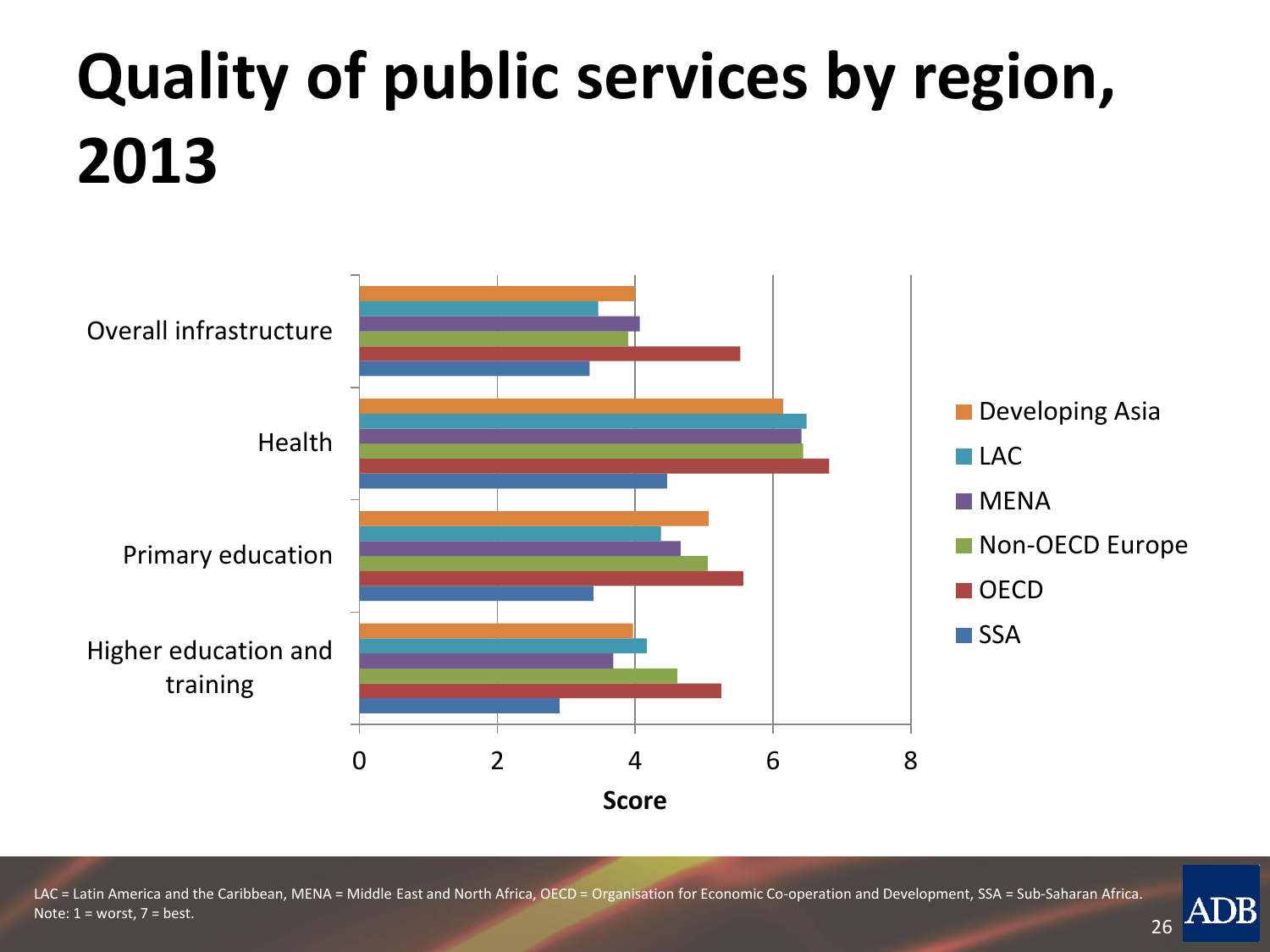# Quality of public services by region, 2013

LAC = Latin America and the Caribbean, MENA = Middle East and North Africa, OECD = Organisation for Economic Co-operation and Development, SSA = Sub-Saharan Africa.
Note: 1 = worst, 7 = best.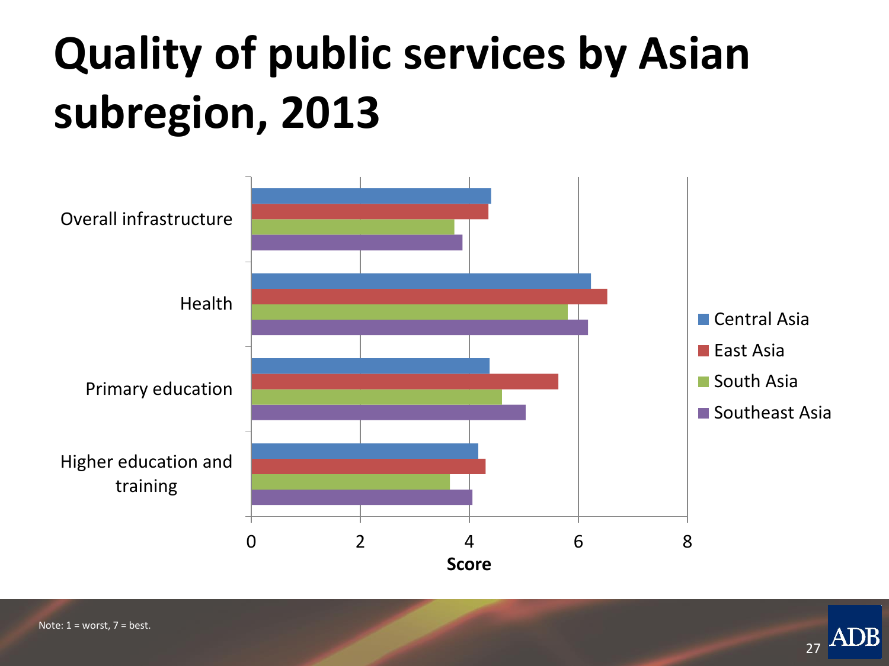# Quality of public services by Asian subregion, 2013

Overall infrastructure

Health

Primary education

Higher education and training

0 2 4 6 8

Score

Central Asia

East Asia

South Asia

Southeast Asia

Note: 1 = worst, 7 = best.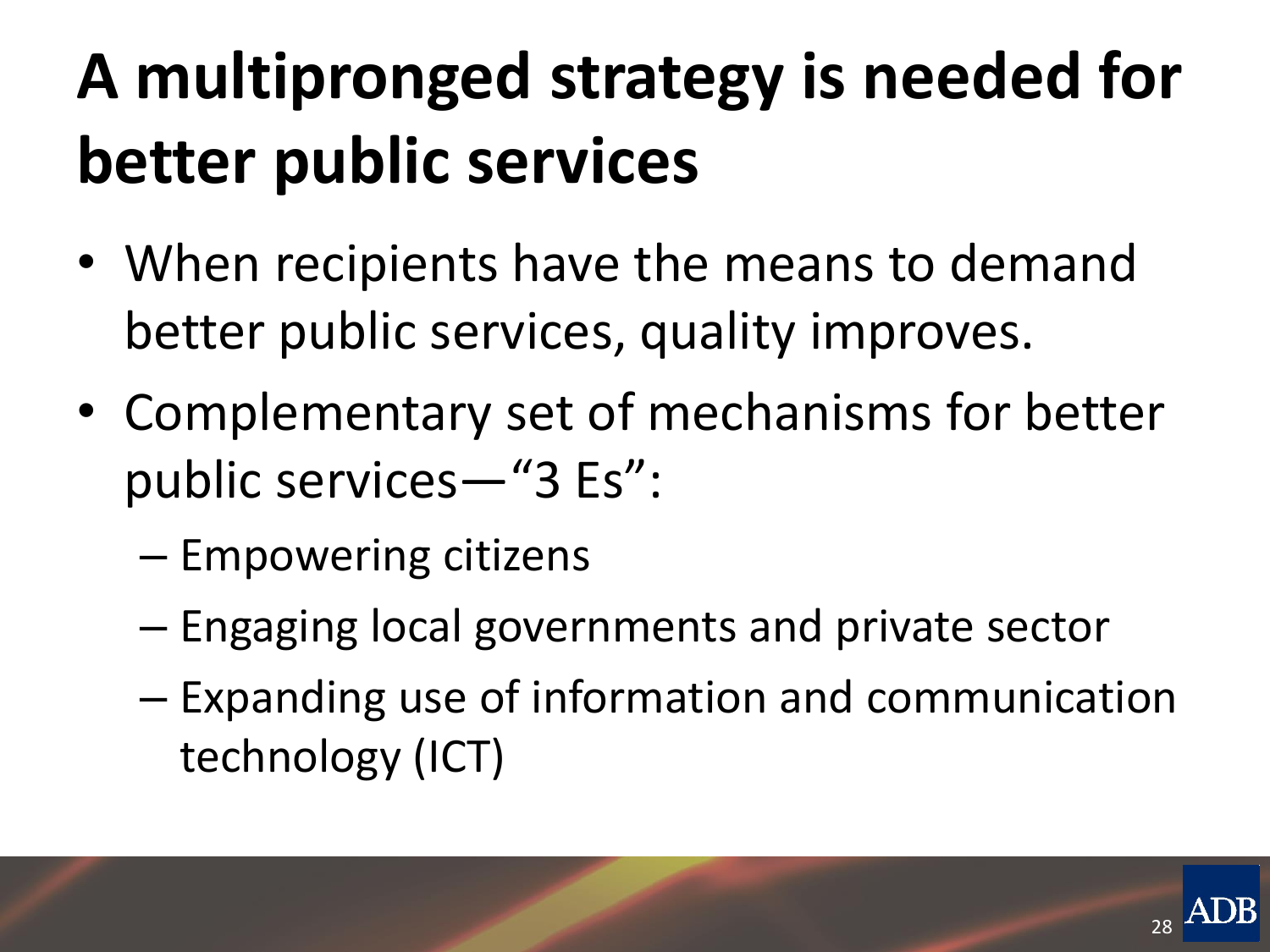# A multipronged strategy is needed for better public services

- When recipients have the means to demand better public services, quality improves.
- Complementary set of mechanisms for better public services—"3 Es":
  - Empowering citizens
  - Engaging local governments and private sector
  - Expanding use of information and communication technology (ICT)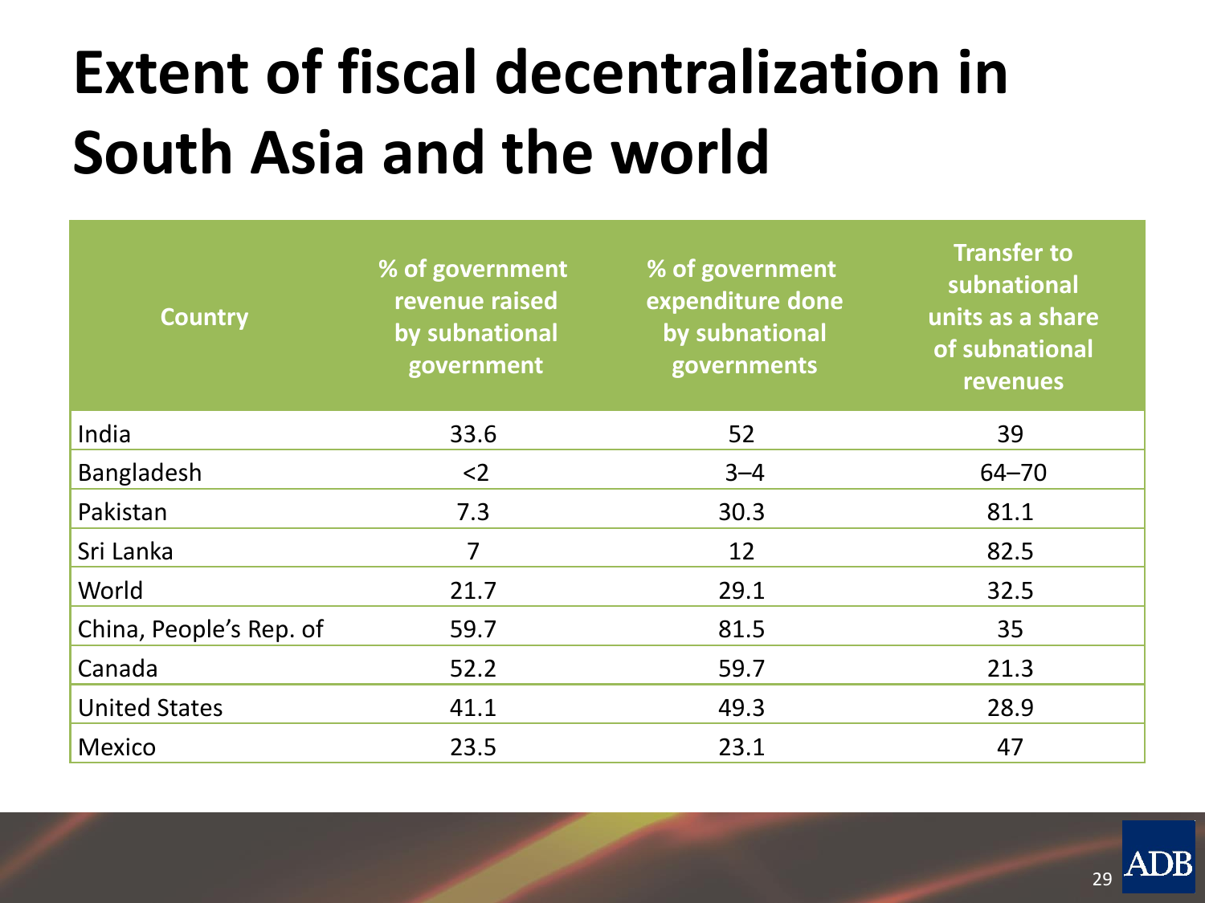# Extent of fiscal decentralization in South Asia and the world

| Country | % of government revenue raised by subnational government | % of government expenditure done by subnational governments | Transfer to subnational units as a share of subnational revenues |
|---|---|---|---|
| India | 33.6 | 52 | 39 |
| Bangladesh | <2 | 3–4 | 64–70 |
| Pakistan | 7.3 | 30.3 | 81.1 |
| Sri Lanka | 7 | 12 | 82.5 |
| World | 21.7 | 29.1 | 32.5 |
| China, People's Rep. of | 59.7 | 81.5 | 35 |
| Canada | 52.2 | 59.7 | 21.3 |
| United States | 41.1 | 49.3 | 28.9 |
| Mexico | 23.5 | 23.1 | 47 |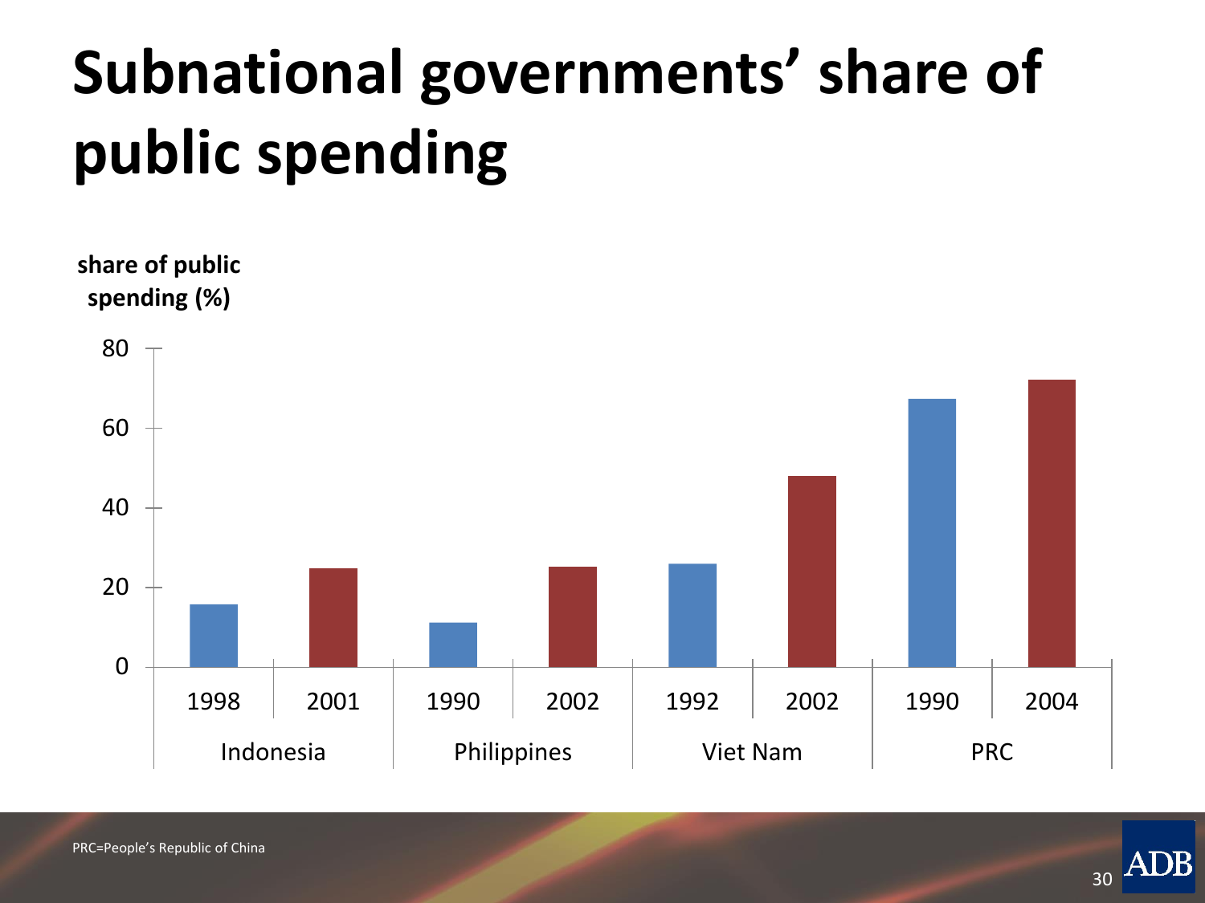# Subnational governments' share of public spending

share of public spending (%)

80

60

40

20

0

| Indonesia | | Philippines | | Viet Nam | | PRC | |
|---|---|---|---|---|---|---|---|
| 1998 | 2001 | 1990 | 2002 | 1992 | 2002 | 1990 | 2004 |

PRC=People's Republic of China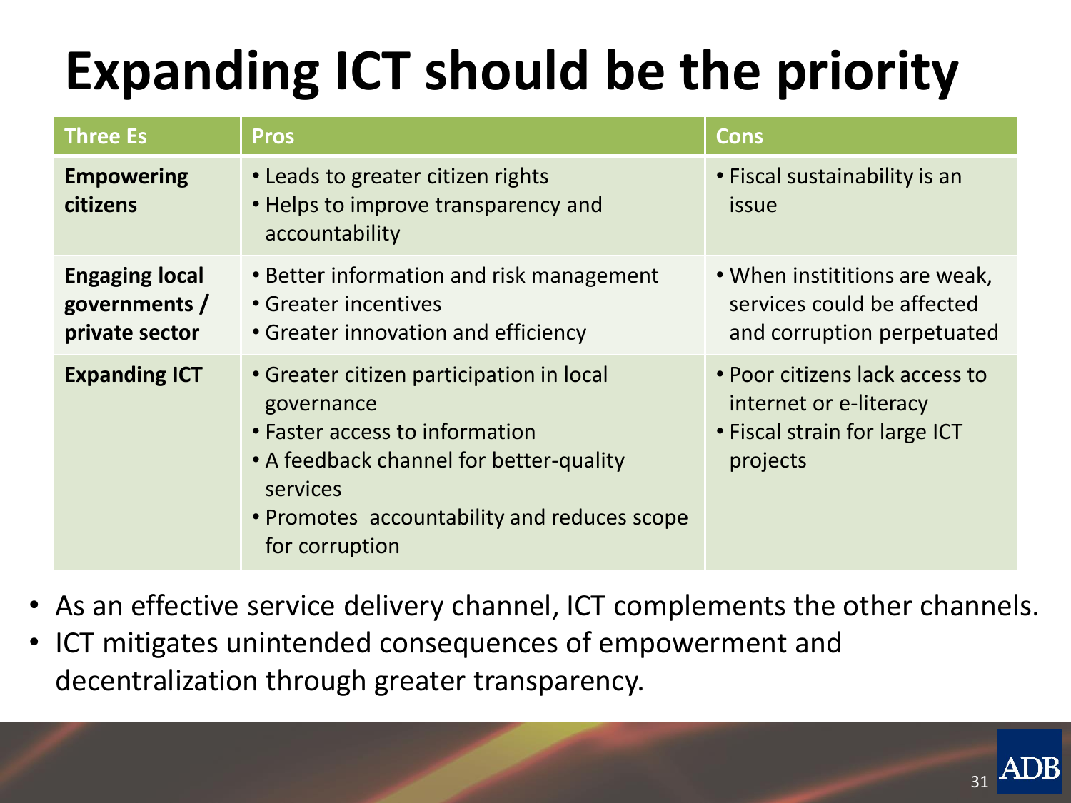# Expanding ICT should be the priority

| Three Es | Pros | Cons |
|---|---|---|
| **Empowering citizens** | • Leads to greater citizen rights<br>• Helps to improve transparency and accountability | • Fiscal sustainability is an issue |
| **Engaging local governments / private sector** | • Better information and risk management<br>• Greater incentives<br>• Greater innovation and efficiency | • When institutions are weak, services could be affected and corruption perpetuated |
| **Expanding ICT** | • Greater citizen participation in local governance<br>• Faster access to information<br>• A feedback channel for better-quality services<br>• Promotes accountability and reduces scope for corruption | • Poor citizens lack access to internet or e-literacy<br>• Fiscal strain for large ICT projects |

- As an effective service delivery channel, ICT complements the other channels.
- ICT mitigates unintended consequences of empowerment and decentralization through greater transparency.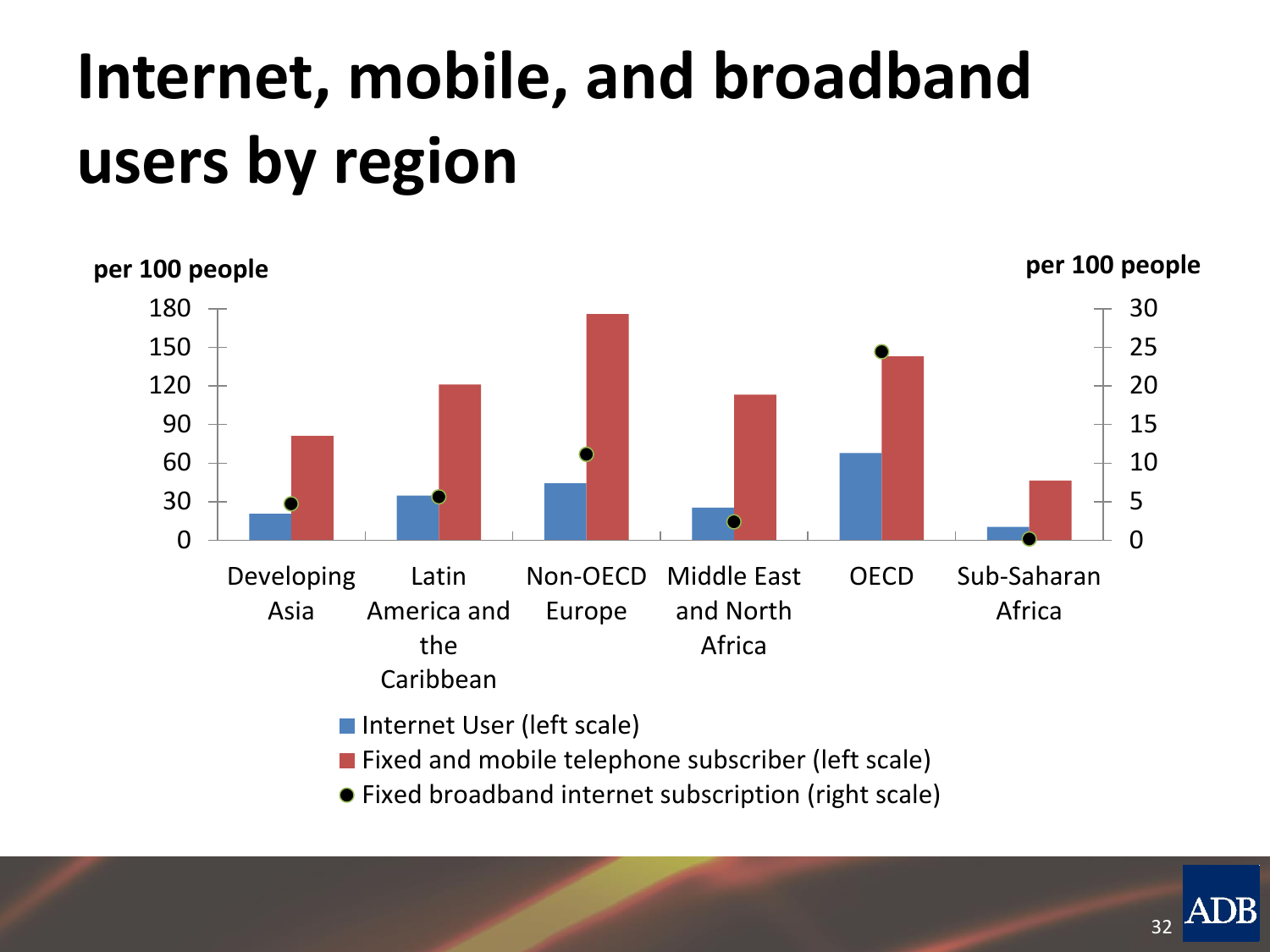# Internet, mobile, and broadband users by region

per 100 people

per 100 people

Developing Asia | Latin America and the Caribbean | Non-OECD Europe | Middle East and North Africa | OECD | Sub-Saharan Africa

- Internet User (left scale)
- Fixed and mobile telephone subscriber (left scale)
- Fixed broadband internet subscription (right scale)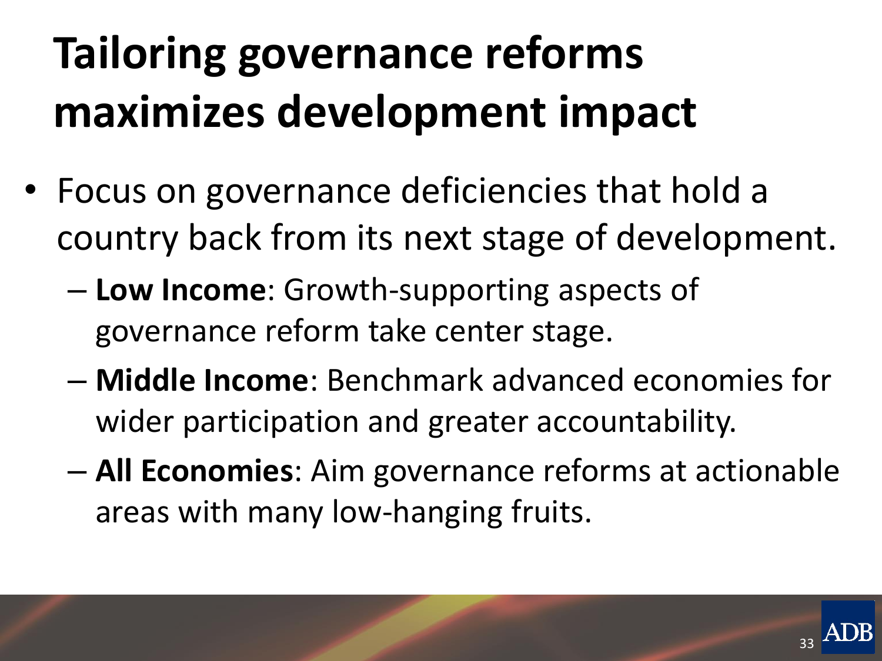# Tailoring governance reforms maximizes development impact

- Focus on governance deficiencies that hold a country back from its next stage of development.
  - **Low Income**: Growth-supporting aspects of governance reform take center stage.
  - **Middle Income**: Benchmark advanced economies for wider participation and greater accountability.
  - **All Economies**: Aim governance reforms at actionable areas with many low-hanging fruits.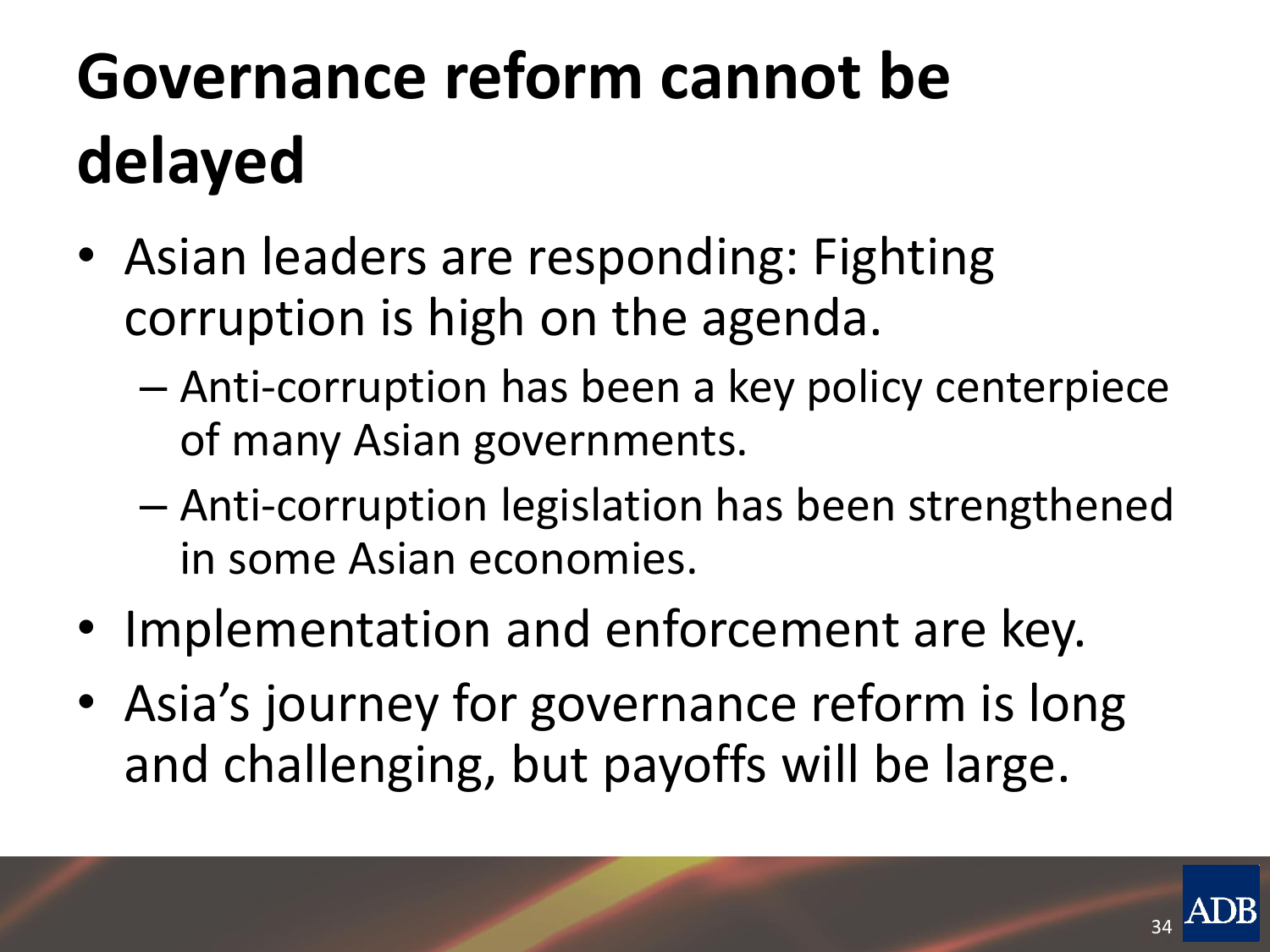# Governance reform cannot be delayed

- Asian leaders are responding: Fighting corruption is high on the agenda.
  - Anti-corruption has been a key policy centerpiece of many Asian governments.
  - Anti-corruption legislation has been strengthened in some Asian economies.
- Implementation and enforcement are key.
- Asia's journey for governance reform is long and challenging, but payoffs will be large.